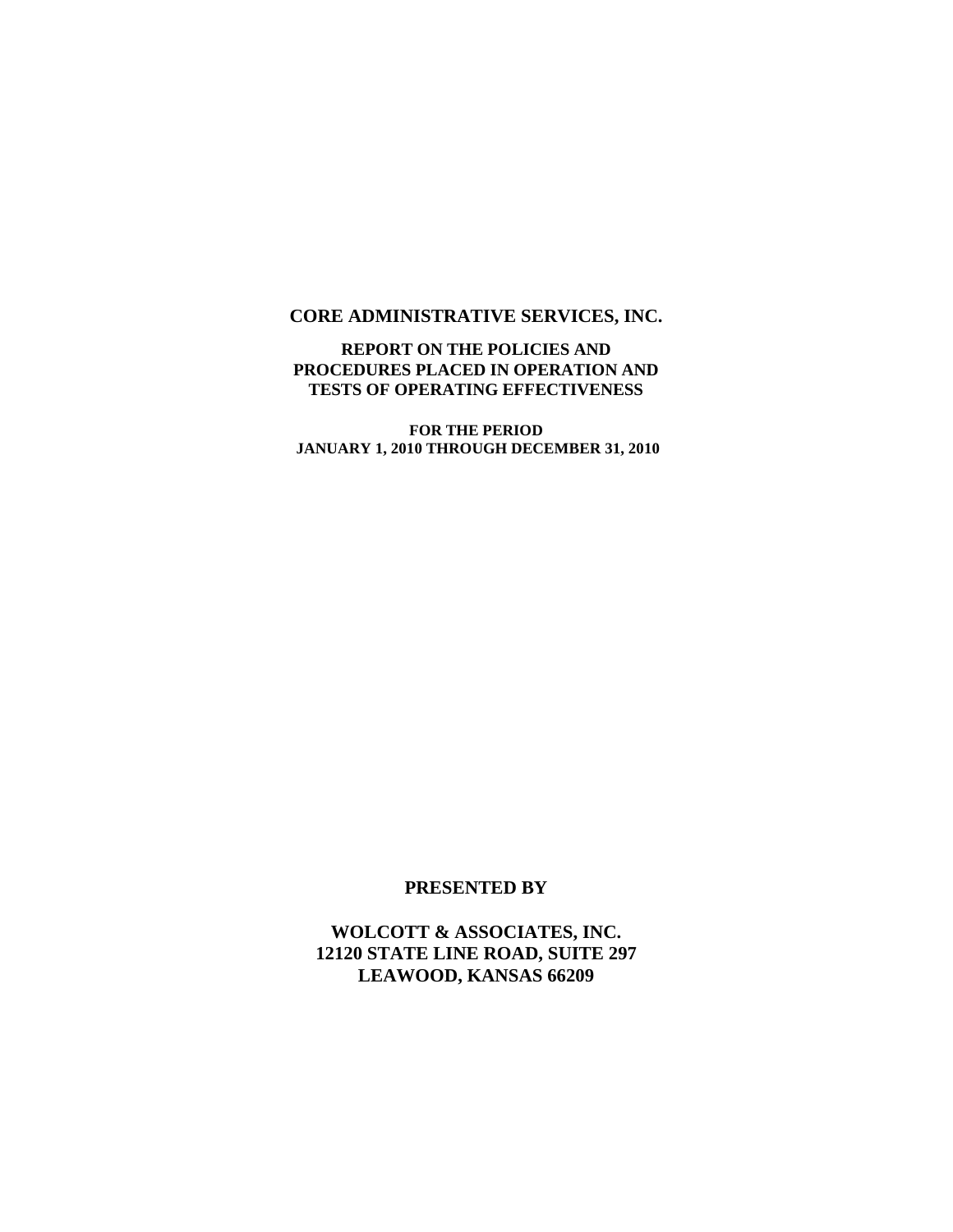# CORE ADMINISTRATIVE SERVICES, INC.

## REPORT ON THE POLICIES AND PROCEDURES PLACED IN OPERATION AND TESTS OF OPERATING EFFECTIVENESS

**FOR THE PERIOD**
**JANUARY 1, 2010 THROUGH DECEMBER 31, 2010**

**PRESENTED BY**

**WOLCOTT & ASSOCIATES, INC.**
**12120 STATE LINE ROAD, SUITE 297**
**LEAWOOD, KANSAS 66209**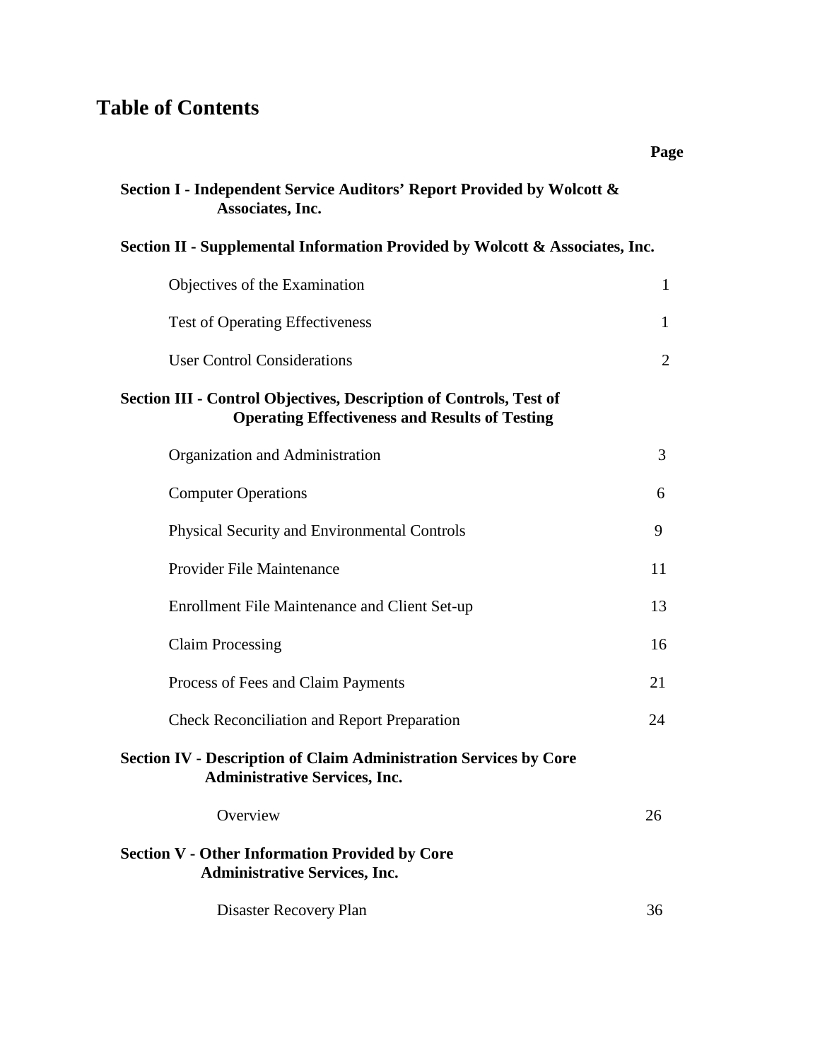# Table of Contents

| | Page |
|---|---|
| **Section I - Independent Service Auditors' Report Provided by Wolcott & Associates, Inc.** | |
| **Section II - Supplemental Information Provided by Wolcott & Associates, Inc.** | |
| Objectives of the Examination | 1 |
| Test of Operating Effectiveness | 1 |
| User Control Considerations | 2 |
| **Section III - Control Objectives, Description of Controls, Test of Operating Effectiveness and Results of Testing** | |
| Organization and Administration | 3 |
| Computer Operations | 6 |
| Physical Security and Environmental Controls | 9 |
| Provider File Maintenance | 11 |
| Enrollment File Maintenance and Client Set-up | 13 |
| Claim Processing | 16 |
| Process of Fees and Claim Payments | 21 |
| Check Reconciliation and Report Preparation | 24 |
| **Section IV - Description of Claim Administration Services by Core Administrative Services, Inc.** | |
| Overview | 26 |
| **Section V - Other Information Provided by Core Administrative Services, Inc.** | |
| Disaster Recovery Plan | 36 |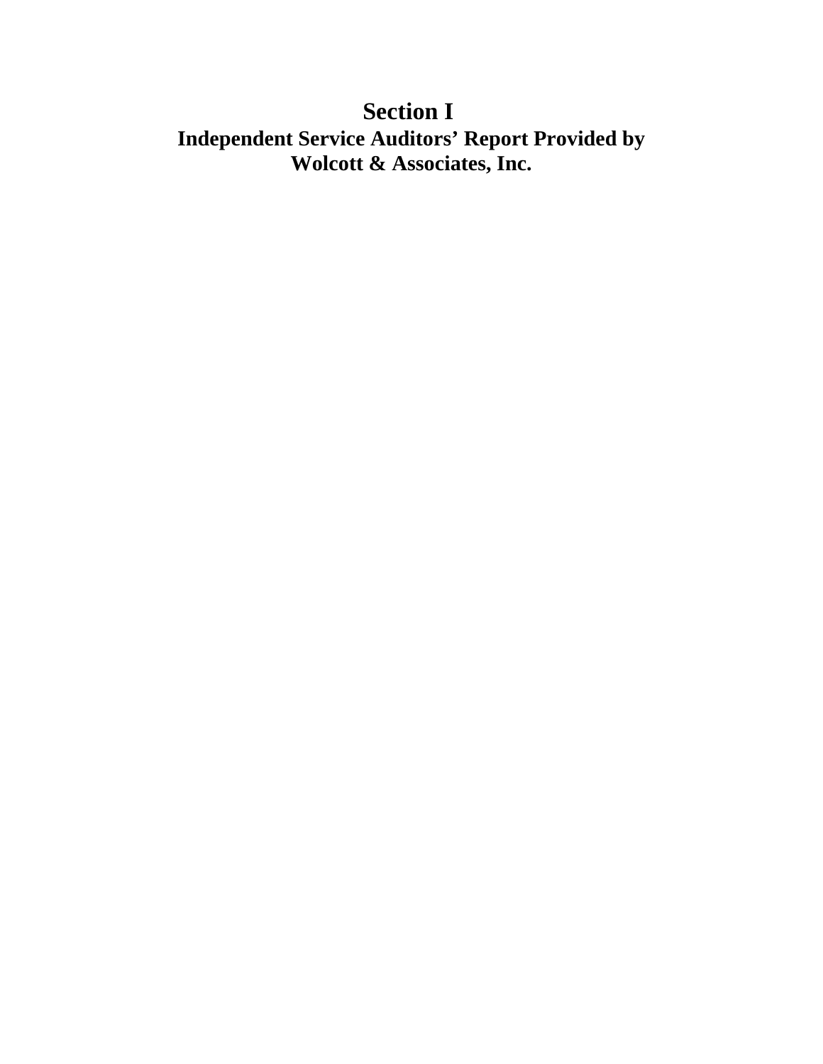# Section I

## Independent Service Auditors' Report Provided by Wolcott & Associates, Inc.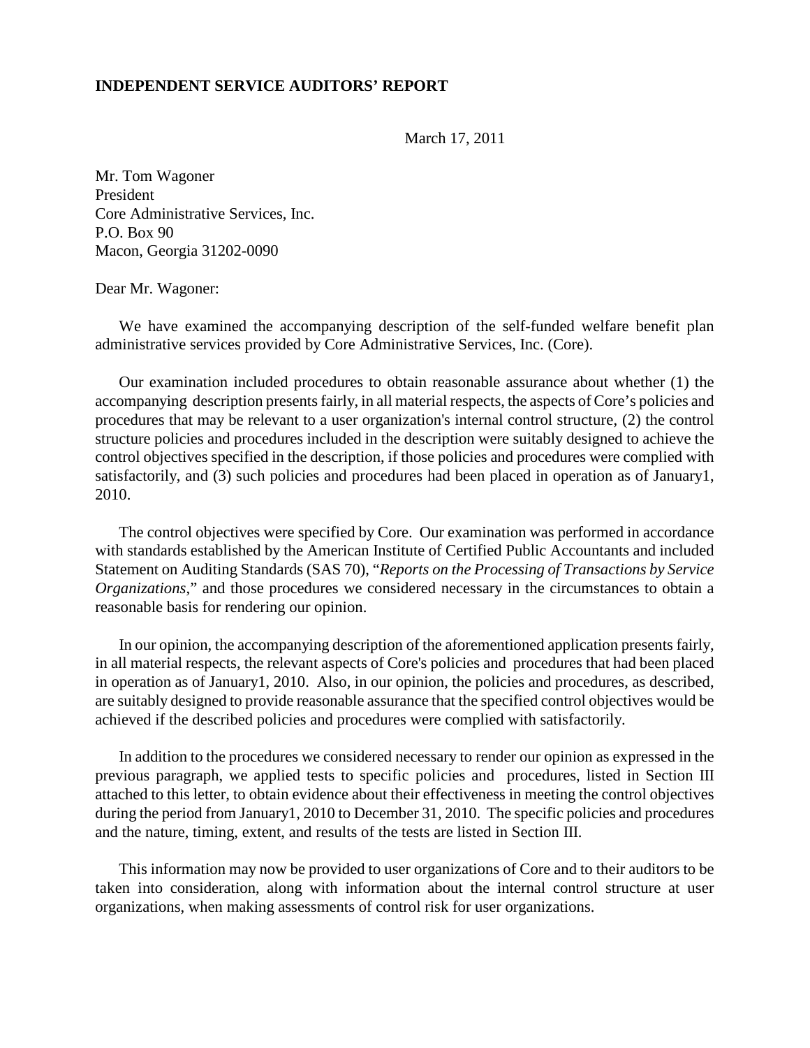**INDEPENDENT SERVICE AUDITORS' REPORT**

March 17, 2011

Mr. Tom Wagoner
President
Core Administrative Services, Inc.
P.O. Box 90
Macon, Georgia 31202-0090

Dear Mr. Wagoner:

We have examined the accompanying description of the self-funded welfare benefit plan administrative services provided by Core Administrative Services, Inc. (Core).

Our examination included procedures to obtain reasonable assurance about whether (1) the accompanying description presents fairly, in all material respects, the aspects of Core's policies and procedures that may be relevant to a user organization's internal control structure, (2) the control structure policies and procedures included in the description were suitably designed to achieve the control objectives specified in the description, if those policies and procedures were complied with satisfactorily, and (3) such policies and procedures had been placed in operation as of January1, 2010.

The control objectives were specified by Core. Our examination was performed in accordance with standards established by the American Institute of Certified Public Accountants and included Statement on Auditing Standards (SAS 70), "*Reports on the Processing of Transactions by Service Organizations*," and those procedures we considered necessary in the circumstances to obtain a reasonable basis for rendering our opinion.

In our opinion, the accompanying description of the aforementioned application presents fairly, in all material respects, the relevant aspects of Core's policies and procedures that had been placed in operation as of January1, 2010. Also, in our opinion, the policies and procedures, as described, are suitably designed to provide reasonable assurance that the specified control objectives would be achieved if the described policies and procedures were complied with satisfactorily.

In addition to the procedures we considered necessary to render our opinion as expressed in the previous paragraph, we applied tests to specific policies and procedures, listed in Section III attached to this letter, to obtain evidence about their effectiveness in meeting the control objectives during the period from January1, 2010 to December 31, 2010. The specific policies and procedures and the nature, timing, extent, and results of the tests are listed in Section III.

This information may now be provided to user organizations of Core and to their auditors to be taken into consideration, along with information about the internal control structure at user organizations, when making assessments of control risk for user organizations.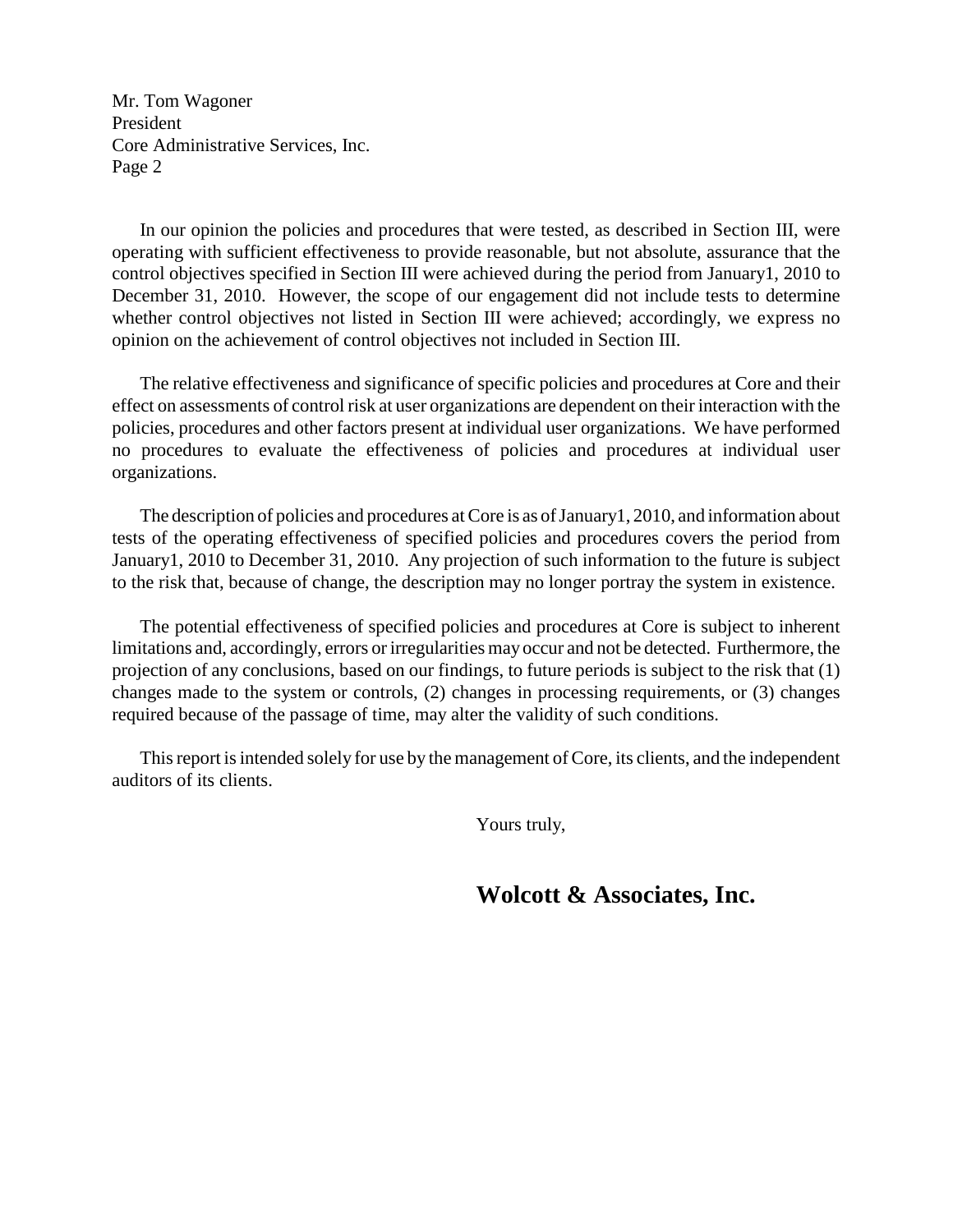Mr. Tom Wagoner
President
Core Administrative Services, Inc.

In our opinion the policies and procedures that were tested, as described in Section III, were operating with sufficient effectiveness to provide reasonable, but not absolute, assurance that the control objectives specified in Section III were achieved during the period from January1, 2010 to December 31, 2010. However, the scope of our engagement did not include tests to determine whether control objectives not listed in Section III were achieved; accordingly, we express no opinion on the achievement of control objectives not included in Section III.

The relative effectiveness and significance of specific policies and procedures at Core and their effect on assessments of control risk at user organizations are dependent on their interaction with the policies, procedures and other factors present at individual user organizations. We have performed no procedures to evaluate the effectiveness of policies and procedures at individual user organizations.

The description of policies and procedures at Core is as of January1, 2010, and information about tests of the operating effectiveness of specified policies and procedures covers the period from January1, 2010 to December 31, 2010. Any projection of such information to the future is subject to the risk that, because of change, the description may no longer portray the system in existence.

The potential effectiveness of specified policies and procedures at Core is subject to inherent limitations and, accordingly, errors or irregularities may occur and not be detected. Furthermore, the projection of any conclusions, based on our findings, to future periods is subject to the risk that (1) changes made to the system or controls, (2) changes in processing requirements, or (3) changes required because of the passage of time, may alter the validity of such conditions.

This report is intended solely for use by the management of Core, its clients, and the independent auditors of its clients.

Yours truly,

**Wolcott & Associates, Inc.**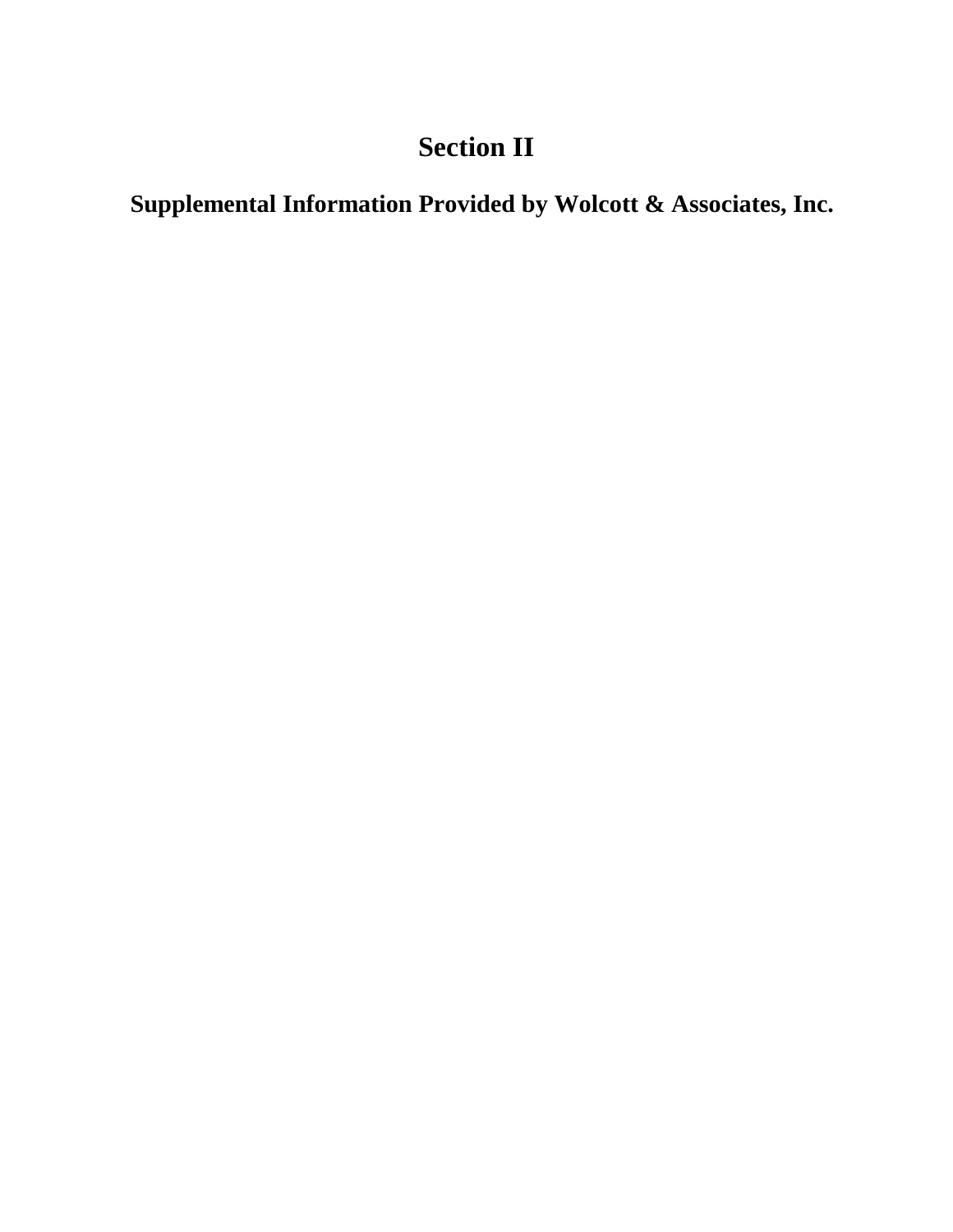# Section II

## Supplemental Information Provided by Wolcott & Associates, Inc.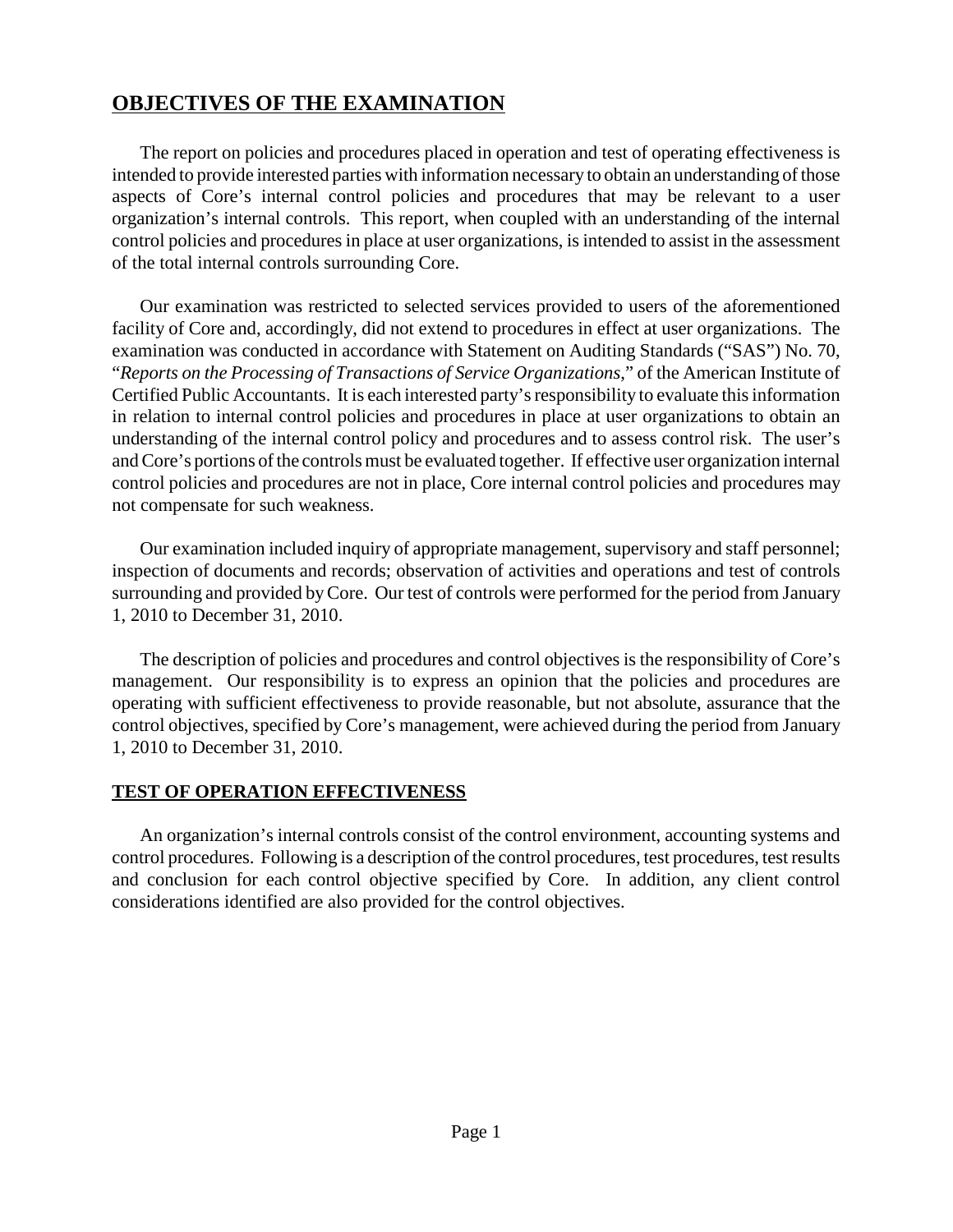## **OBJECTIVES OF THE EXAMINATION**

The report on policies and procedures placed in operation and test of operating effectiveness is intended to provide interested parties with information necessary to obtain an understanding of those aspects of Core's internal control policies and procedures that may be relevant to a user organization's internal controls. This report, when coupled with an understanding of the internal control policies and procedures in place at user organizations, is intended to assist in the assessment of the total internal controls surrounding Core.

Our examination was restricted to selected services provided to users of the aforementioned facility of Core and, accordingly, did not extend to procedures in effect at user organizations. The examination was conducted in accordance with Statement on Auditing Standards ("SAS") No. 70, "*Reports on the Processing of Transactions of Service Organizations*," of the American Institute of Certified Public Accountants. It is each interested party's responsibility to evaluate this information in relation to internal control policies and procedures in place at user organizations to obtain an understanding of the internal control policy and procedures and to assess control risk. The user's and Core's portions of the controls must be evaluated together. If effective user organization internal control policies and procedures are not in place, Core internal control policies and procedures may not compensate for such weakness.

Our examination included inquiry of appropriate management, supervisory and staff personnel; inspection of documents and records; observation of activities and operations and test of controls surrounding and provided by Core. Our test of controls were performed for the period from January 1, 2010 to December 31, 2010.

The description of policies and procedures and control objectives is the responsibility of Core's management. Our responsibility is to express an opinion that the policies and procedures are operating with sufficient effectiveness to provide reasonable, but not absolute, assurance that the control objectives, specified by Core's management, were achieved during the period from January 1, 2010 to December 31, 2010.

### **TEST OF OPERATION EFFECTIVENESS**

An organization's internal controls consist of the control environment, accounting systems and control procedures. Following is a description of the control procedures, test procedures, test results and conclusion for each control objective specified by Core. In addition, any client control considerations identified are also provided for the control objectives.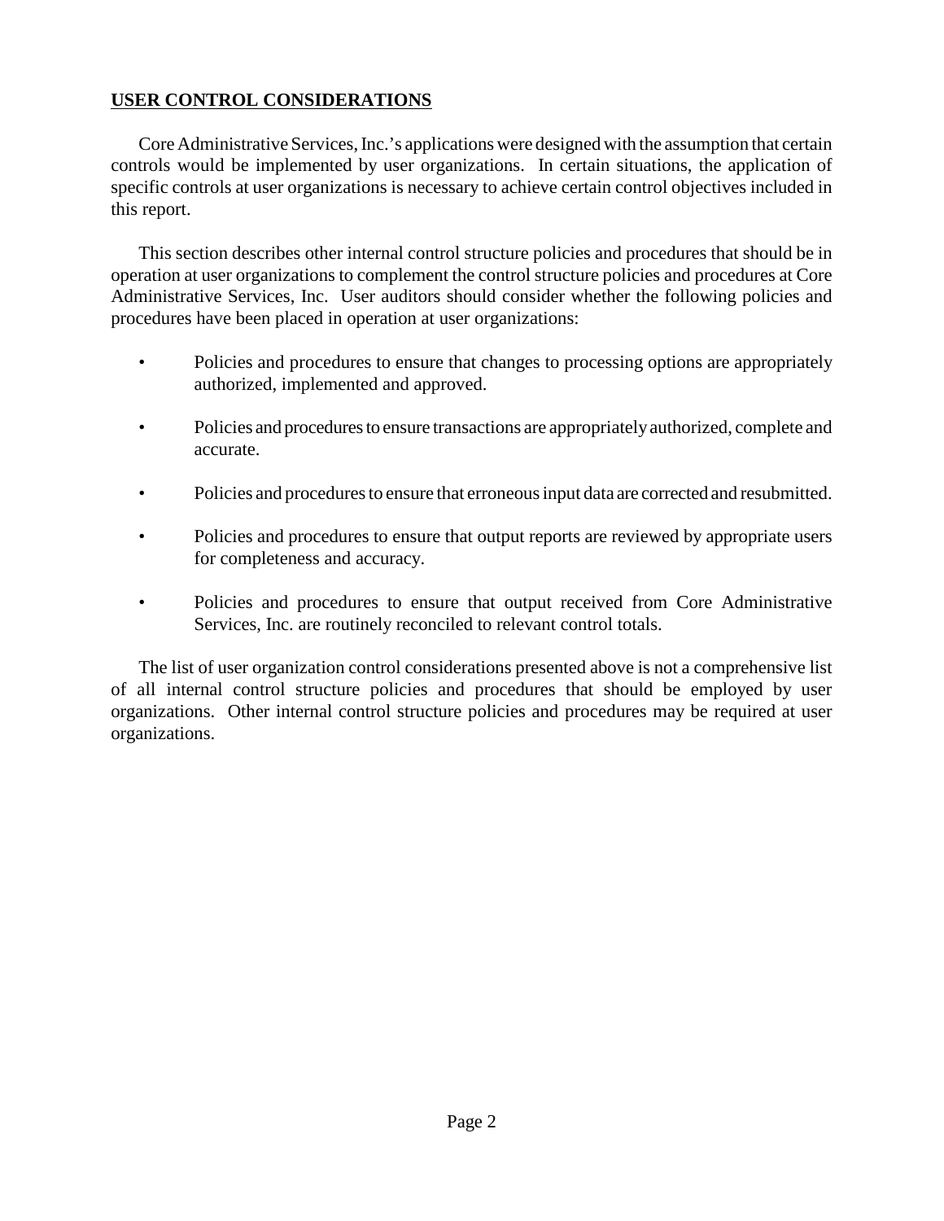## USER CONTROL CONSIDERATIONS

Core Administrative Services, Inc.'s applications were designed with the assumption that certain controls would be implemented by user organizations. In certain situations, the application of specific controls at user organizations is necessary to achieve certain control objectives included in this report.

This section describes other internal control structure policies and procedures that should be in operation at user organizations to complement the control structure policies and procedures at Core Administrative Services, Inc. User auditors should consider whether the following policies and procedures have been placed in operation at user organizations:

- Policies and procedures to ensure that changes to processing options are appropriately authorized, implemented and approved.
- Policies and procedures to ensure transactions are appropriately authorized, complete and accurate.
- Policies and procedures to ensure that erroneous input data are corrected and resubmitted.
- Policies and procedures to ensure that output reports are reviewed by appropriate users for completeness and accuracy.
- Policies and procedures to ensure that output received from Core Administrative Services, Inc. are routinely reconciled to relevant control totals.

The list of user organization control considerations presented above is not a comprehensive list of all internal control structure policies and procedures that should be employed by user organizations. Other internal control structure policies and procedures may be required at user organizations.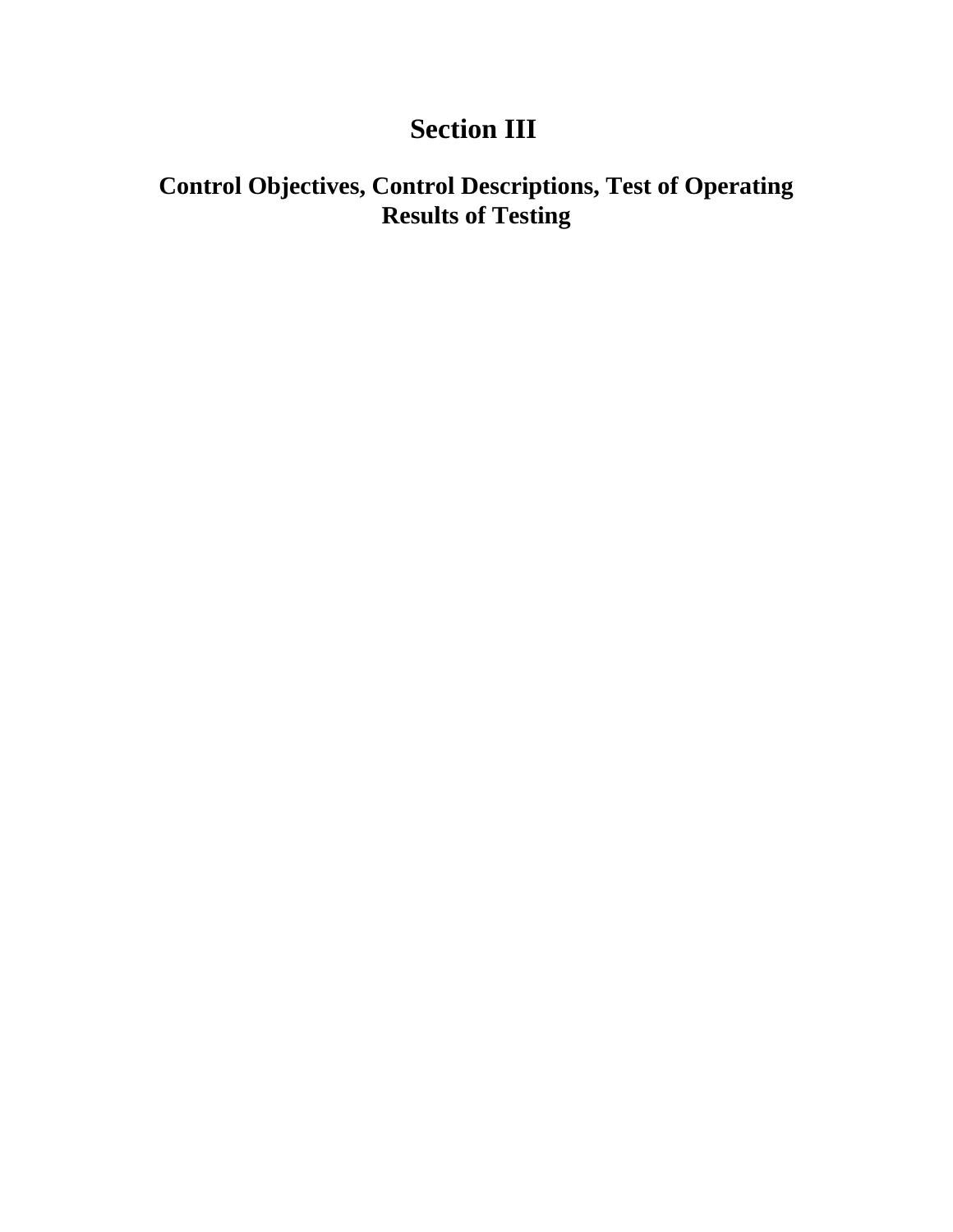# Section III

## Control Objectives, Control Descriptions, Test of Operating Results of Testing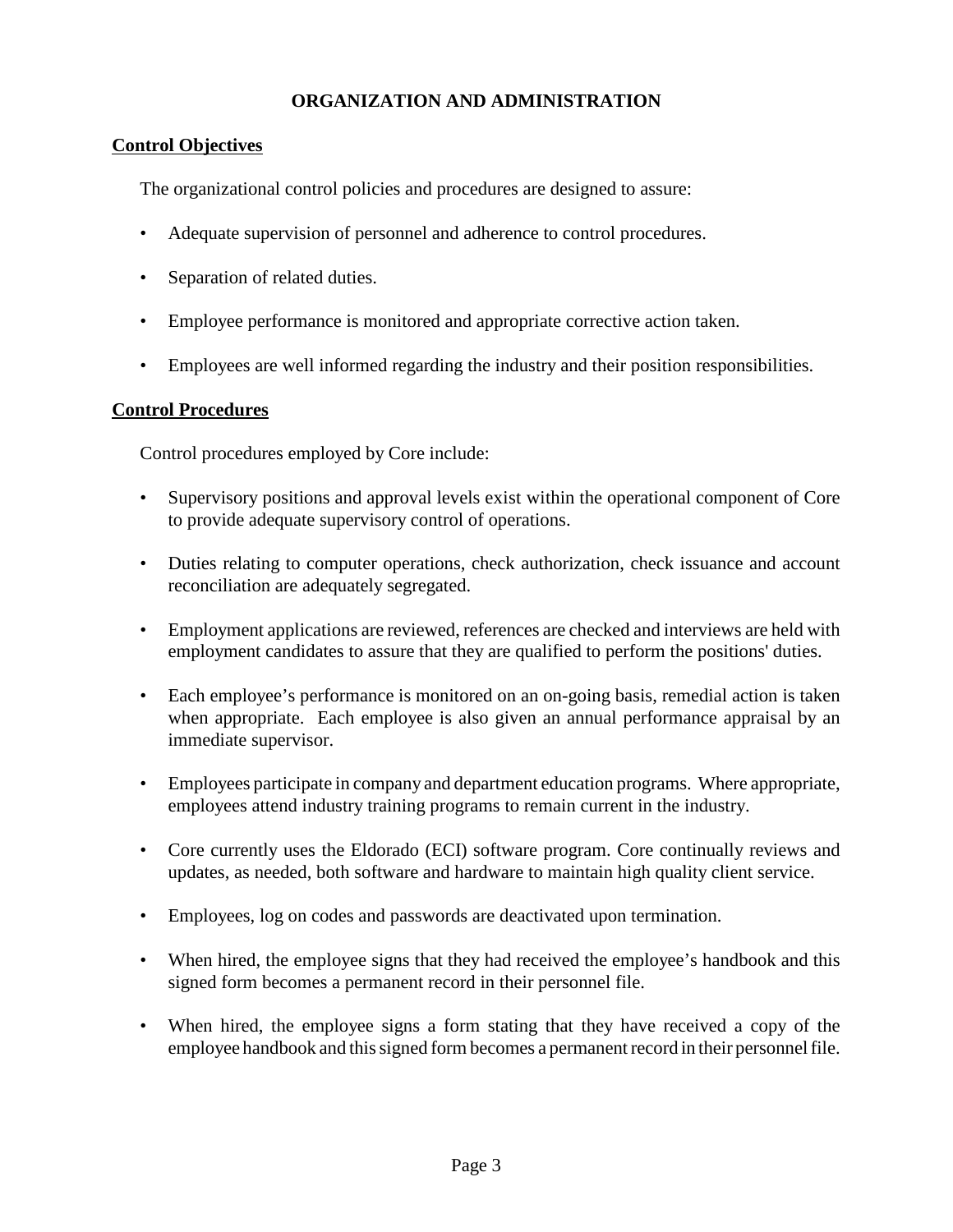# ORGANIZATION AND ADMINISTRATION

## Control Objectives

The organizational control policies and procedures are designed to assure:

- Adequate supervision of personnel and adherence to control procedures.
- Separation of related duties.
- Employee performance is monitored and appropriate corrective action taken.
- Employees are well informed regarding the industry and their position responsibilities.

## Control Procedures

Control procedures employed by Core include:

- Supervisory positions and approval levels exist within the operational component of Core to provide adequate supervisory control of operations.
- Duties relating to computer operations, check authorization, check issuance and account reconciliation are adequately segregated.
- Employment applications are reviewed, references are checked and interviews are held with employment candidates to assure that they are qualified to perform the positions' duties.
- Each employee's performance is monitored on an on-going basis, remedial action is taken when appropriate. Each employee is also given an annual performance appraisal by an immediate supervisor.
- Employees participate in company and department education programs. Where appropriate, employees attend industry training programs to remain current in the industry.
- Core currently uses the Eldorado (ECI) software program. Core continually reviews and updates, as needed, both software and hardware to maintain high quality client service.
- Employees, log on codes and passwords are deactivated upon termination.
- When hired, the employee signs that they had received the employee's handbook and this signed form becomes a permanent record in their personnel file.
- When hired, the employee signs a form stating that they have received a copy of the employee handbook and this signed form becomes a permanent record in their personnel file.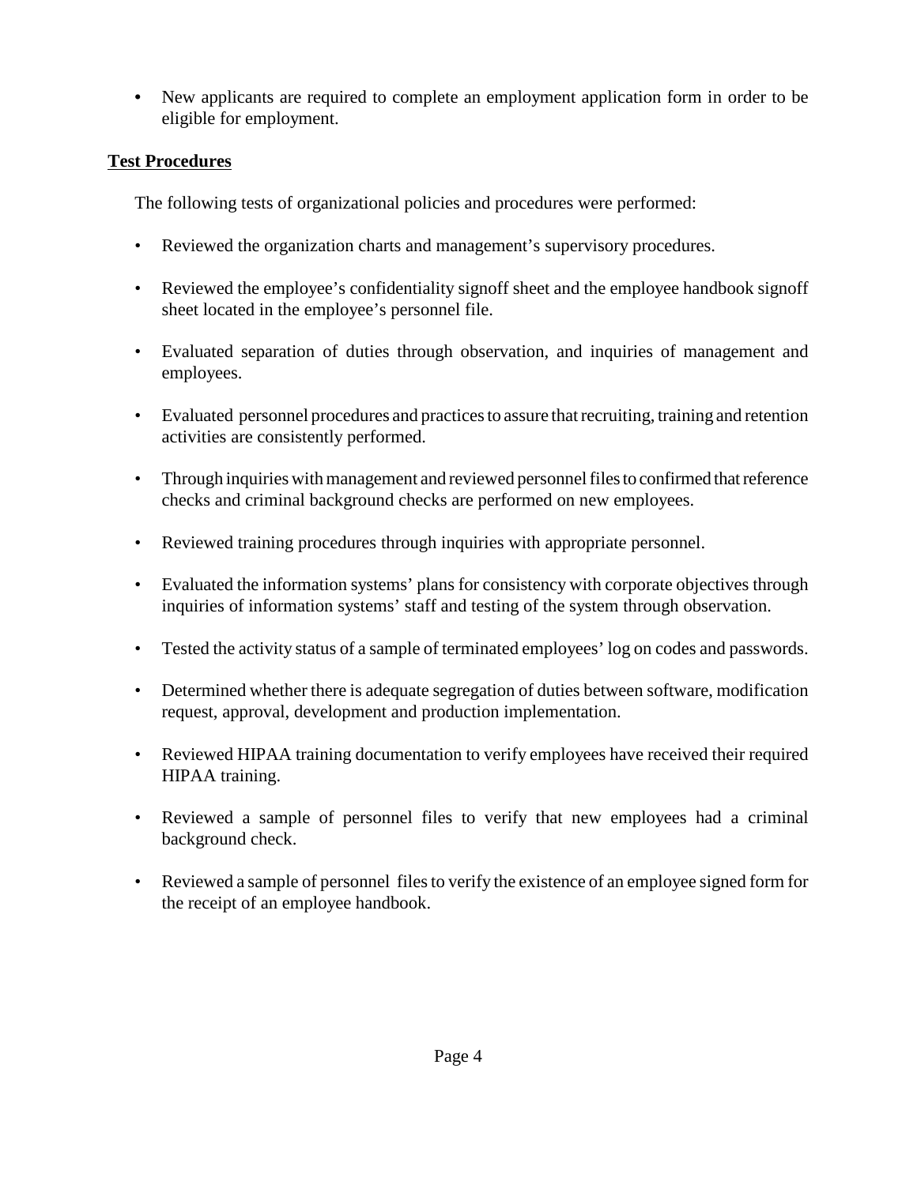- New applicants are required to complete an employment application form in order to be eligible for employment.

**Test Procedures**

The following tests of organizational policies and procedures were performed:

- Reviewed the organization charts and management's supervisory procedures.
- Reviewed the employee's confidentiality signoff sheet and the employee handbook signoff sheet located in the employee's personnel file.
- Evaluated separation of duties through observation, and inquiries of management and employees.
- Evaluated personnel procedures and practices to assure that recruiting, training and retention activities are consistently performed.
- Through inquiries with management and reviewed personnel files to confirmed that reference checks and criminal background checks are performed on new employees.
- Reviewed training procedures through inquiries with appropriate personnel.
- Evaluated the information systems' plans for consistency with corporate objectives through inquiries of information systems' staff and testing of the system through observation.
- Tested the activity status of a sample of terminated employees' log on codes and passwords.
- Determined whether there is adequate segregation of duties between software, modification request, approval, development and production implementation.
- Reviewed HIPAA training documentation to verify employees have received their required HIPAA training.
- Reviewed a sample of personnel files to verify that new employees had a criminal background check.
- Reviewed a sample of personnel files to verify the existence of an employee signed form for the receipt of an employee handbook.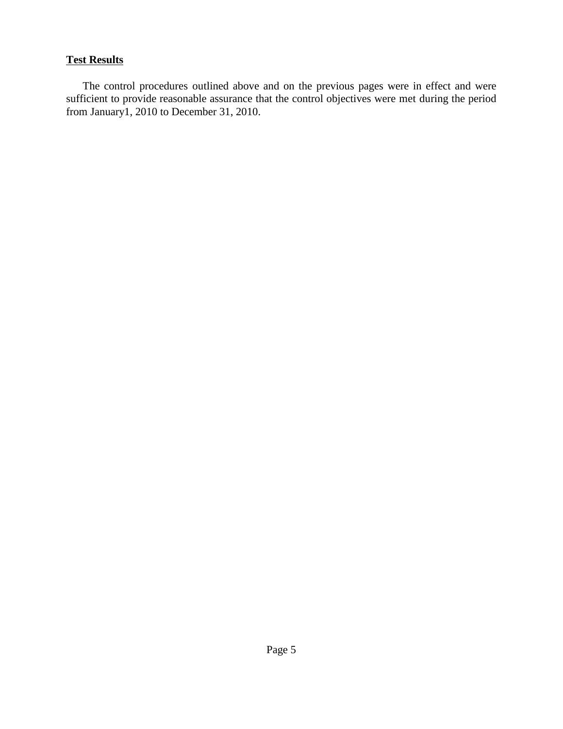**Test Results**

The control procedures outlined above and on the previous pages were in effect and were sufficient to provide reasonable assurance that the control objectives were met during the period from January1, 2010 to December 31, 2010.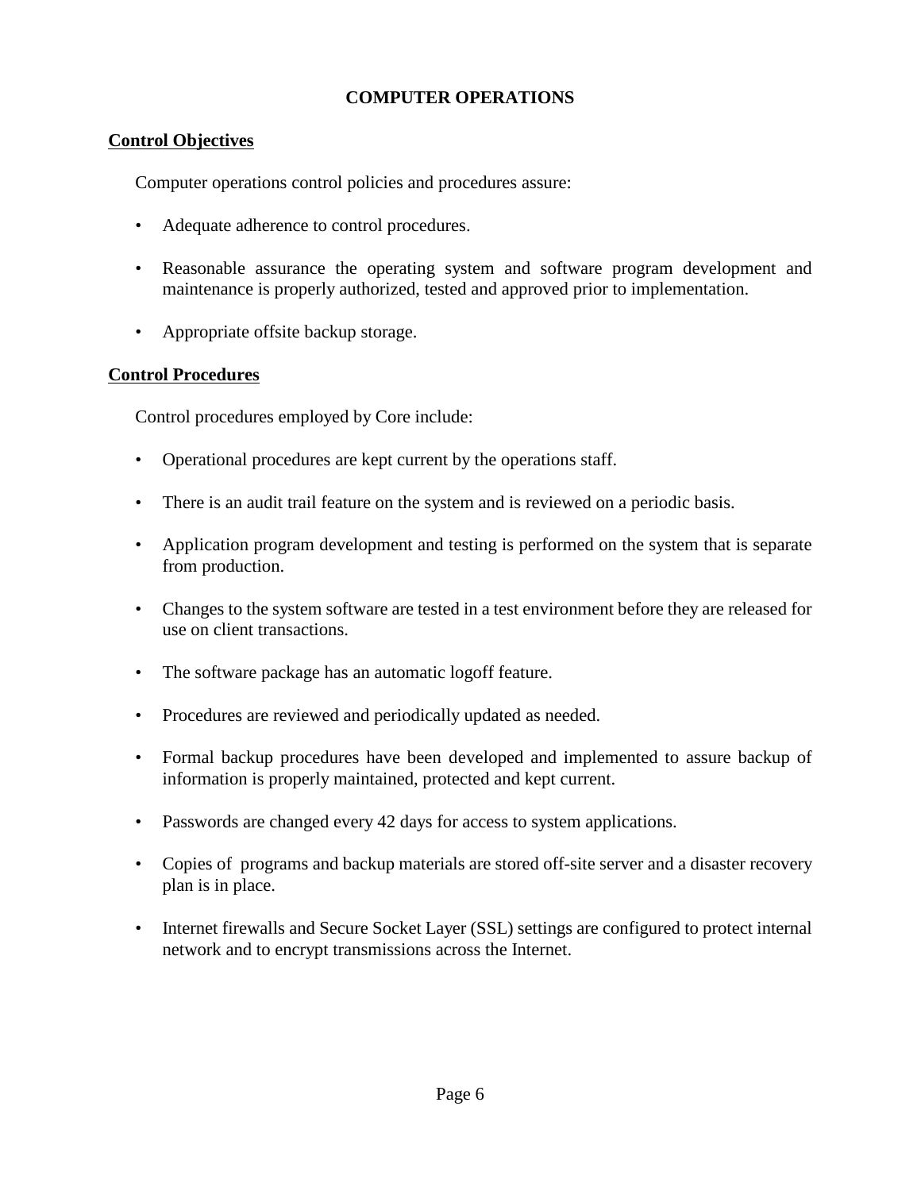# COMPUTER OPERATIONS

## Control Objectives

Computer operations control policies and procedures assure:

- Adequate adherence to control procedures.
- Reasonable assurance the operating system and software program development and maintenance is properly authorized, tested and approved prior to implementation.
- Appropriate offsite backup storage.

## Control Procedures

Control procedures employed by Core include:

- Operational procedures are kept current by the operations staff.
- There is an audit trail feature on the system and is reviewed on a periodic basis.
- Application program development and testing is performed on the system that is separate from production.
- Changes to the system software are tested in a test environment before they are released for use on client transactions.
- The software package has an automatic logoff feature.
- Procedures are reviewed and periodically updated as needed.
- Formal backup procedures have been developed and implemented to assure backup of information is properly maintained, protected and kept current.
- Passwords are changed every 42 days for access to system applications.
- Copies of programs and backup materials are stored off-site server and a disaster recovery plan is in place.
- Internet firewalls and Secure Socket Layer (SSL) settings are configured to protect internal network and to encrypt transmissions across the Internet.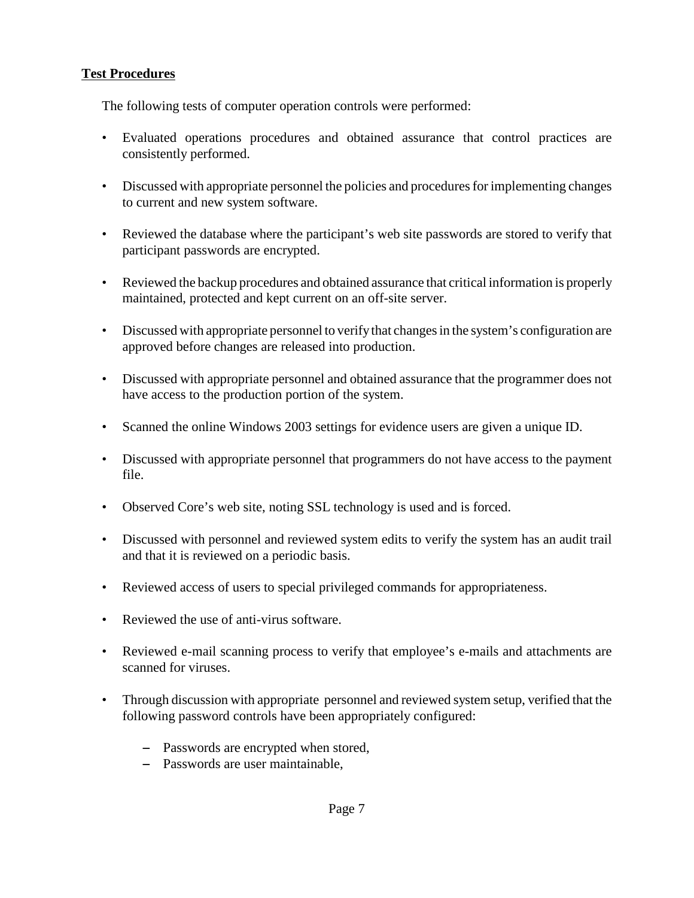**Test Procedures**

The following tests of computer operation controls were performed:

- Evaluated operations procedures and obtained assurance that control practices are consistently performed.
- Discussed with appropriate personnel the policies and procedures for implementing changes to current and new system software.
- Reviewed the database where the participant's web site passwords are stored to verify that participant passwords are encrypted.
- Reviewed the backup procedures and obtained assurance that critical information is properly maintained, protected and kept current on an off-site server.
- Discussed with appropriate personnel to verify that changes in the system's configuration are approved before changes are released into production.
- Discussed with appropriate personnel and obtained assurance that the programmer does not have access to the production portion of the system.
- Scanned the online Windows 2003 settings for evidence users are given a unique ID.
- Discussed with appropriate personnel that programmers do not have access to the payment file.
- Observed Core's web site, noting SSL technology is used and is forced.
- Discussed with personnel and reviewed system edits to verify the system has an audit trail and that it is reviewed on a periodic basis.
- Reviewed access of users to special privileged commands for appropriateness.
- Reviewed the use of anti-virus software.
- Reviewed e-mail scanning process to verify that employee's e-mails and attachments are scanned for viruses.
- Through discussion with appropriate personnel and reviewed system setup, verified that the following password controls have been appropriately configured:
  - Passwords are encrypted when stored,
  - Passwords are user maintainable,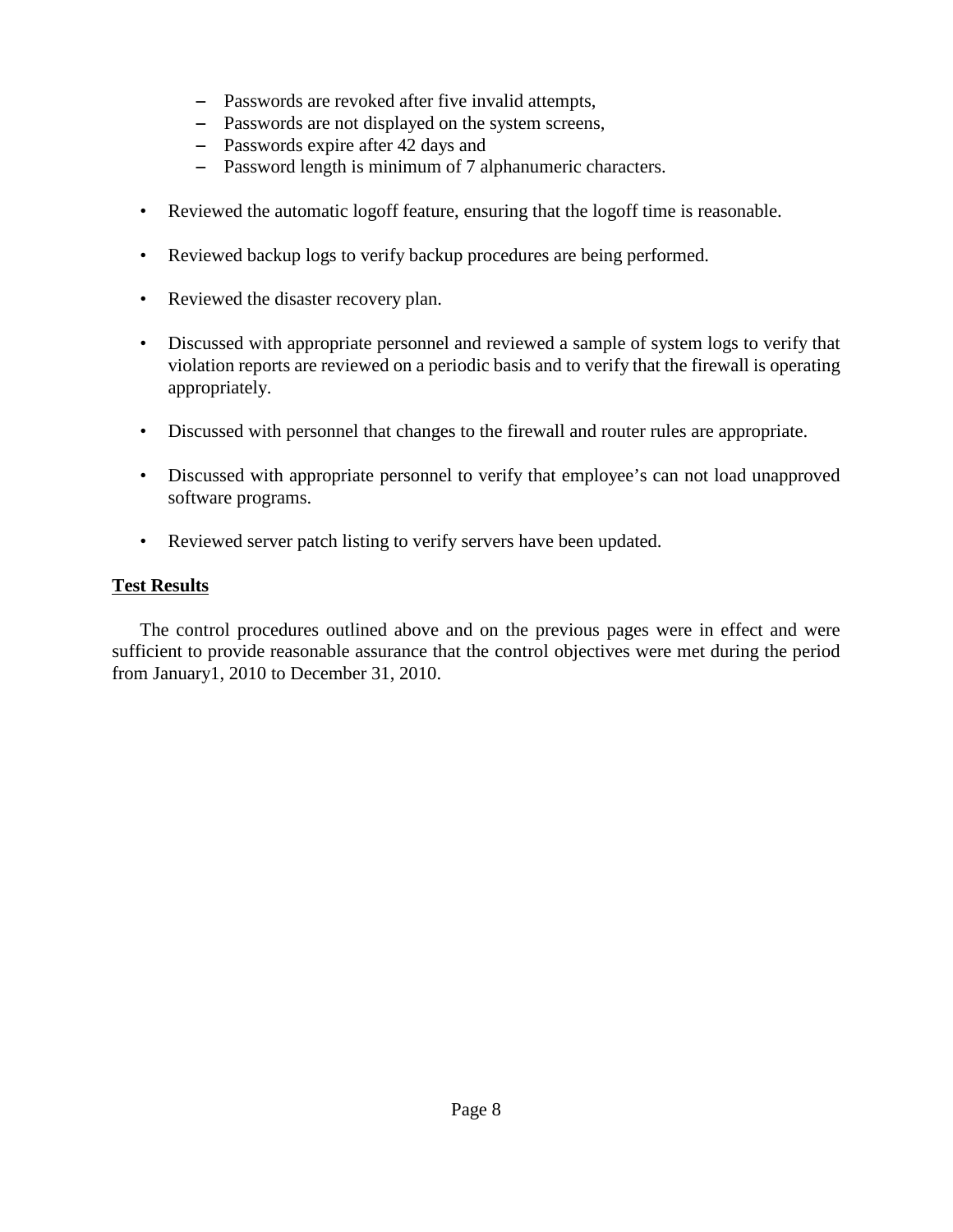- Passwords are revoked after five invalid attempts,
  - Passwords are not displayed on the system screens,
  - Passwords expire after 42 days and
  - Password length is minimum of 7 alphanumeric characters.

- Reviewed the automatic logoff feature, ensuring that the logoff time is reasonable.

- Reviewed backup logs to verify backup procedures are being performed.

- Reviewed the disaster recovery plan.

- Discussed with appropriate personnel and reviewed a sample of system logs to verify that violation reports are reviewed on a periodic basis and to verify that the firewall is operating appropriately.

- Discussed with personnel that changes to the firewall and router rules are appropriate.

- Discussed with appropriate personnel to verify that employee's can not load unapproved software programs.

- Reviewed server patch listing to verify servers have been updated.

**Test Results**

The control procedures outlined above and on the previous pages were in effect and were sufficient to provide reasonable assurance that the control objectives were met during the period from January1, 2010 to December 31, 2010.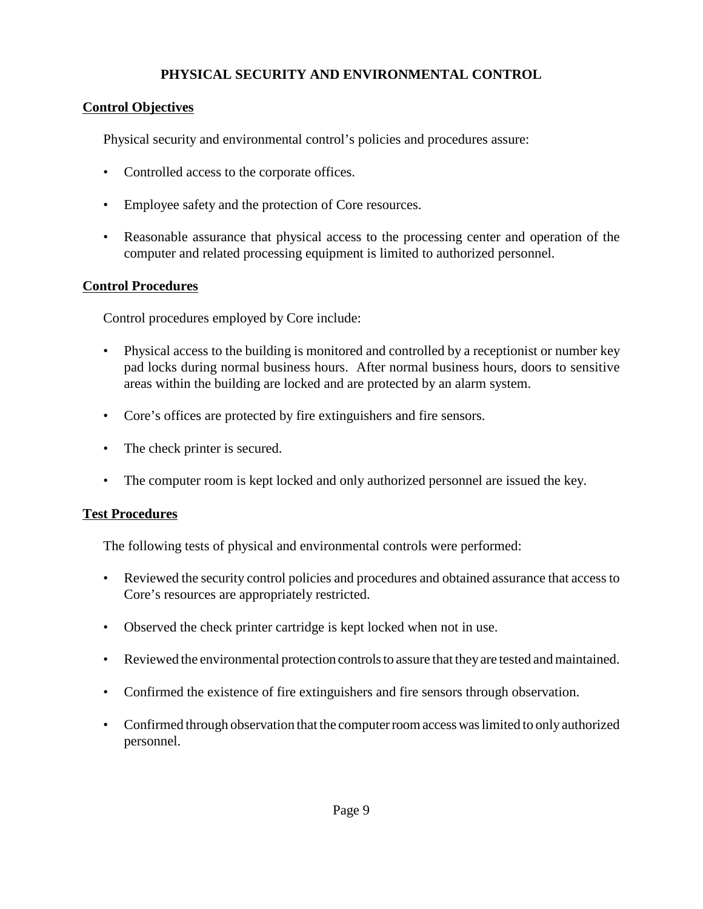# PHYSICAL SECURITY AND ENVIRONMENTAL CONTROL

## Control Objectives

Physical security and environmental control's policies and procedures assure:

- Controlled access to the corporate offices.
- Employee safety and the protection of Core resources.
- Reasonable assurance that physical access to the processing center and operation of the computer and related processing equipment is limited to authorized personnel.

## Control Procedures

Control procedures employed by Core include:

- Physical access to the building is monitored and controlled by a receptionist or number key pad locks during normal business hours. After normal business hours, doors to sensitive areas within the building are locked and are protected by an alarm system.
- Core's offices are protected by fire extinguishers and fire sensors.
- The check printer is secured.
- The computer room is kept locked and only authorized personnel are issued the key.

## Test Procedures

The following tests of physical and environmental controls were performed:

- Reviewed the security control policies and procedures and obtained assurance that access to Core's resources are appropriately restricted.
- Observed the check printer cartridge is kept locked when not in use.
- Reviewed the environmental protection controls to assure that they are tested and maintained.
- Confirmed the existence of fire extinguishers and fire sensors through observation.
- Confirmed through observation that the computer room access was limited to only authorized personnel.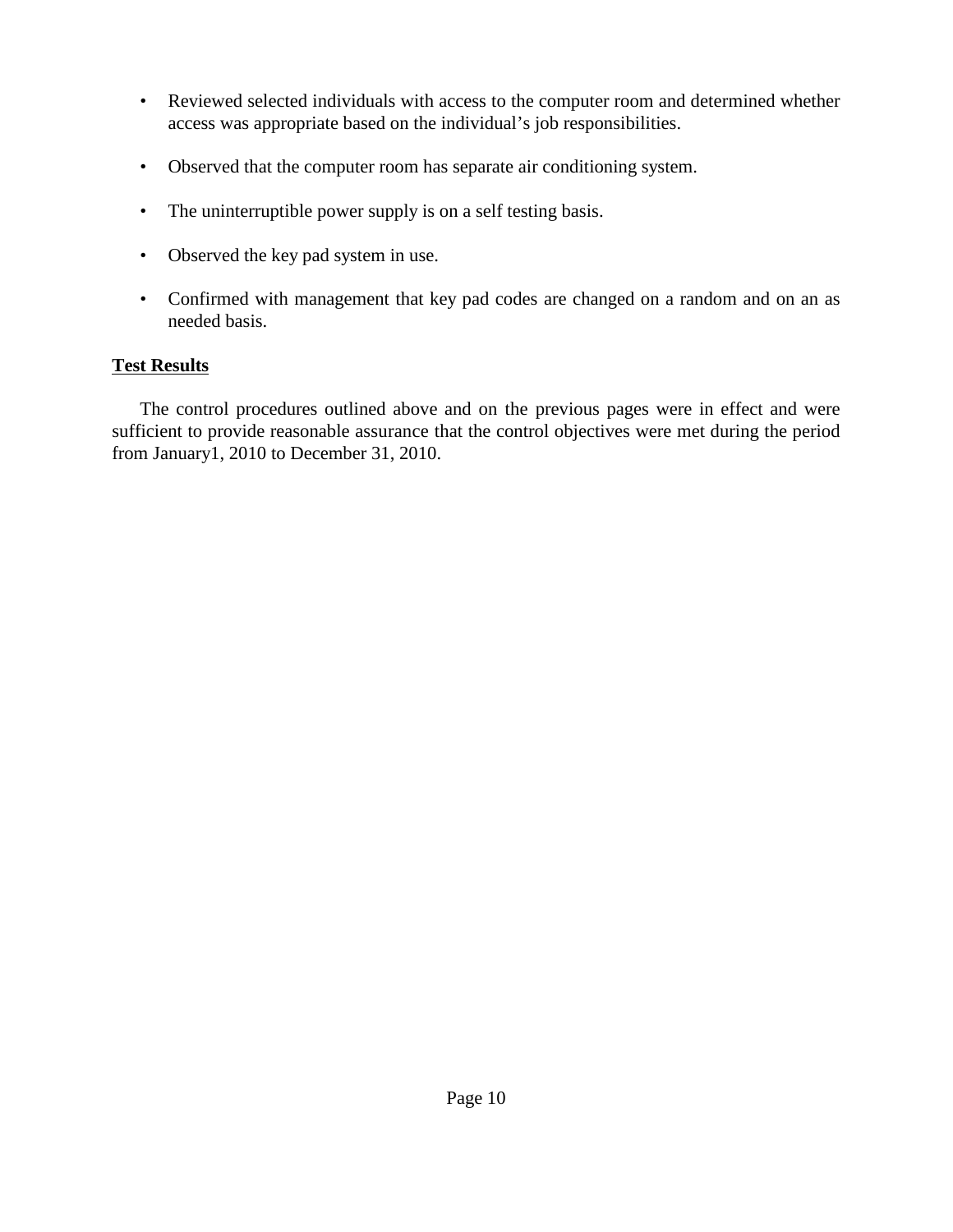- Reviewed selected individuals with access to the computer room and determined whether access was appropriate based on the individual's job responsibilities.

- Observed that the computer room has separate air conditioning system.

- The uninterruptible power supply is on a self testing basis.

- Observed the key pad system in use.

- Confirmed with management that key pad codes are changed on a random and on an as needed basis.

**<u>Test Results</u>**

The control procedures outlined above and on the previous pages were in effect and were sufficient to provide reasonable assurance that the control objectives were met during the period from January1, 2010 to December 31, 2010.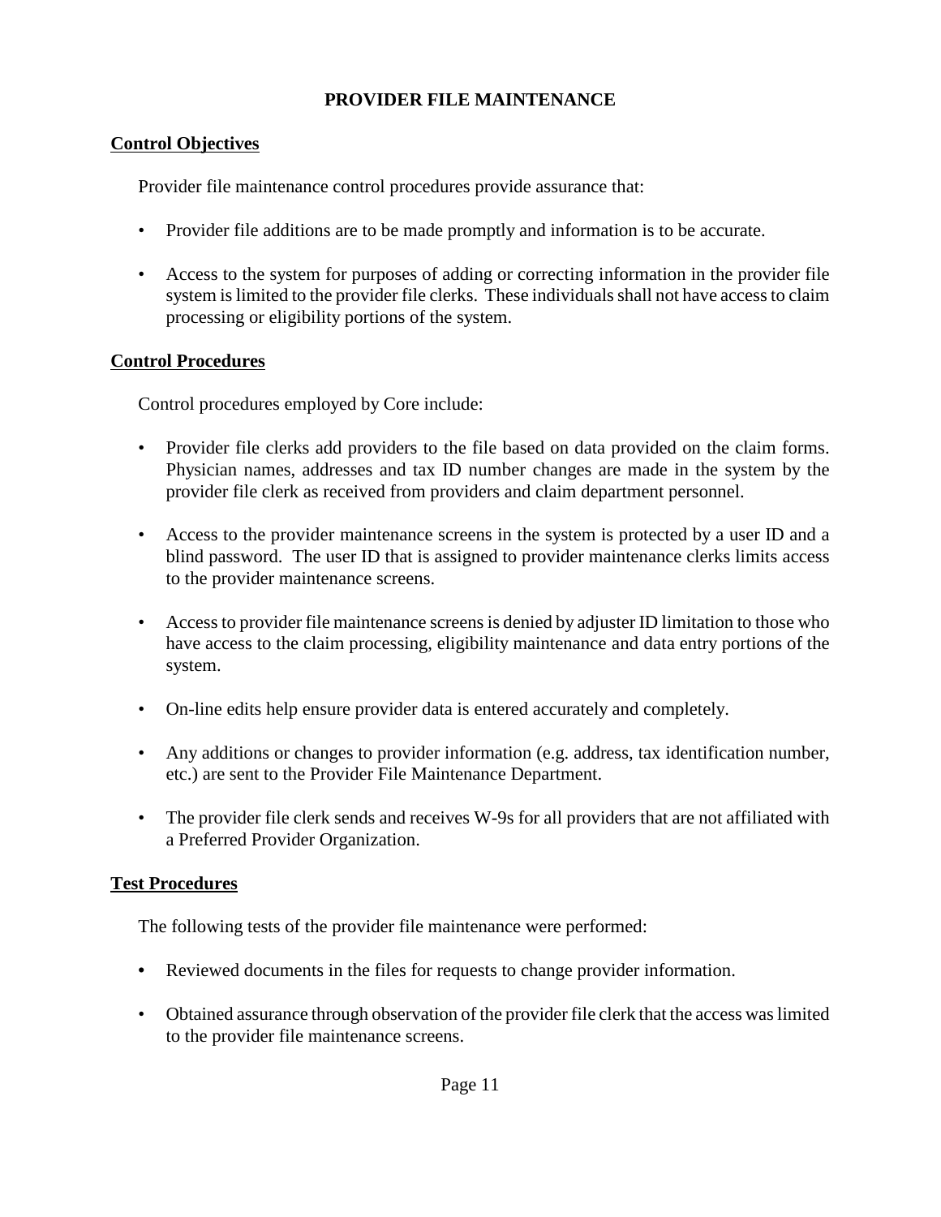# PROVIDER FILE MAINTENANCE

## Control Objectives

Provider file maintenance control procedures provide assurance that:

- Provider file additions are to be made promptly and information is to be accurate.
- Access to the system for purposes of adding or correcting information in the provider file system is limited to the provider file clerks. These individuals shall not have access to claim processing or eligibility portions of the system.

## Control Procedures

Control procedures employed by Core include:

- Provider file clerks add providers to the file based on data provided on the claim forms. Physician names, addresses and tax ID number changes are made in the system by the provider file clerk as received from providers and claim department personnel.
- Access to the provider maintenance screens in the system is protected by a user ID and a blind password. The user ID that is assigned to provider maintenance clerks limits access to the provider maintenance screens.
- Access to provider file maintenance screens is denied by adjuster ID limitation to those who have access to the claim processing, eligibility maintenance and data entry portions of the system.
- On-line edits help ensure provider data is entered accurately and completely.
- Any additions or changes to provider information (e.g. address, tax identification number, etc.) are sent to the Provider File Maintenance Department.
- The provider file clerk sends and receives W-9s for all providers that are not affiliated with a Preferred Provider Organization.

## Test Procedures

The following tests of the provider file maintenance were performed:

- Reviewed documents in the files for requests to change provider information.
- Obtained assurance through observation of the provider file clerk that the access was limited to the provider file maintenance screens.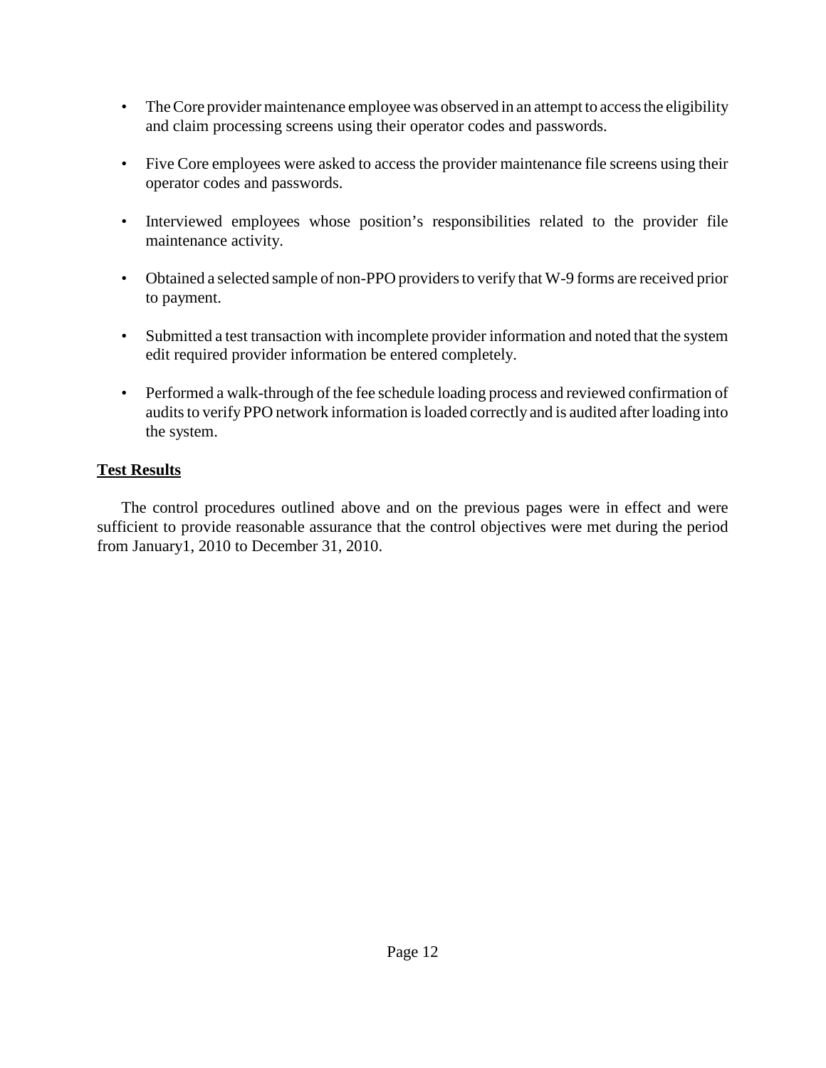- The Core provider maintenance employee was observed in an attempt to access the eligibility and claim processing screens using their operator codes and passwords.

- Five Core employees were asked to access the provider maintenance file screens using their operator codes and passwords.

- Interviewed employees whose position's responsibilities related to the provider file maintenance activity.

- Obtained a selected sample of non-PPO providers to verify that W-9 forms are received prior to payment.

- Submitted a test transaction with incomplete provider information and noted that the system edit required provider information be entered completely.

- Performed a walk-through of the fee schedule loading process and reviewed confirmation of audits to verify PPO network information is loaded correctly and is audited after loading into the system.

**Test Results**

The control procedures outlined above and on the previous pages were in effect and were sufficient to provide reasonable assurance that the control objectives were met during the period from January1, 2010 to December 31, 2010.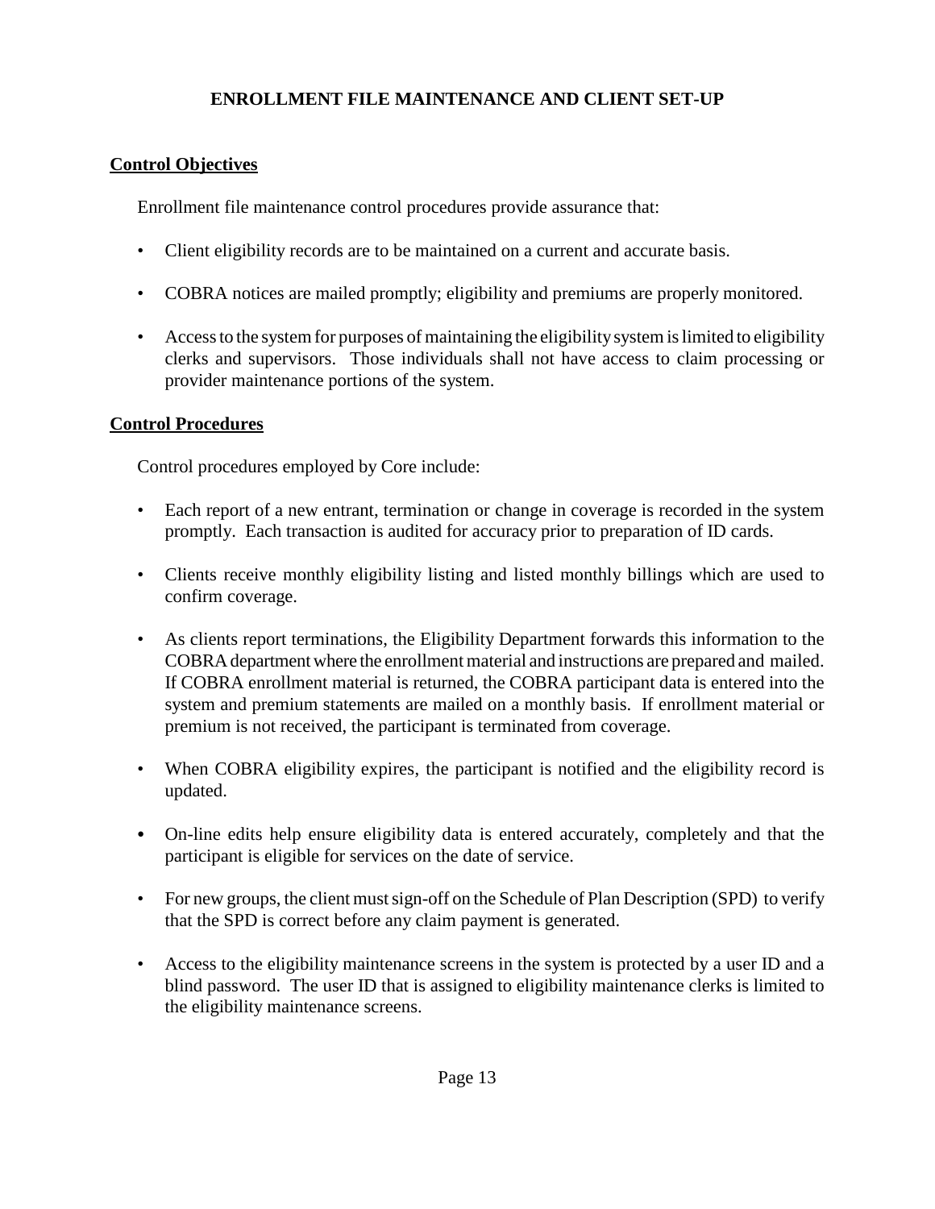## ENROLLMENT FILE MAINTENANCE AND CLIENT SET-UP

**Control Objectives**

Enrollment file maintenance control procedures provide assurance that:

- Client eligibility records are to be maintained on a current and accurate basis.
- COBRA notices are mailed promptly; eligibility and premiums are properly monitored.
- Access to the system for purposes of maintaining the eligibility system is limited to eligibility clerks and supervisors. Those individuals shall not have access to claim processing or provider maintenance portions of the system.

**Control Procedures**

Control procedures employed by Core include:

- Each report of a new entrant, termination or change in coverage is recorded in the system promptly. Each transaction is audited for accuracy prior to preparation of ID cards.
- Clients receive monthly eligibility listing and listed monthly billings which are used to confirm coverage.
- As clients report terminations, the Eligibility Department forwards this information to the COBRA department where the enrollment material and instructions are prepared and mailed. If COBRA enrollment material is returned, the COBRA participant data is entered into the system and premium statements are mailed on a monthly basis. If enrollment material or premium is not received, the participant is terminated from coverage.
- When COBRA eligibility expires, the participant is notified and the eligibility record is updated.
- On-line edits help ensure eligibility data is entered accurately, completely and that the participant is eligible for services on the date of service.
- For new groups, the client must sign-off on the Schedule of Plan Description (SPD) to verify that the SPD is correct before any claim payment is generated.
- Access to the eligibility maintenance screens in the system is protected by a user ID and a blind password. The user ID that is assigned to eligibility maintenance clerks is limited to the eligibility maintenance screens.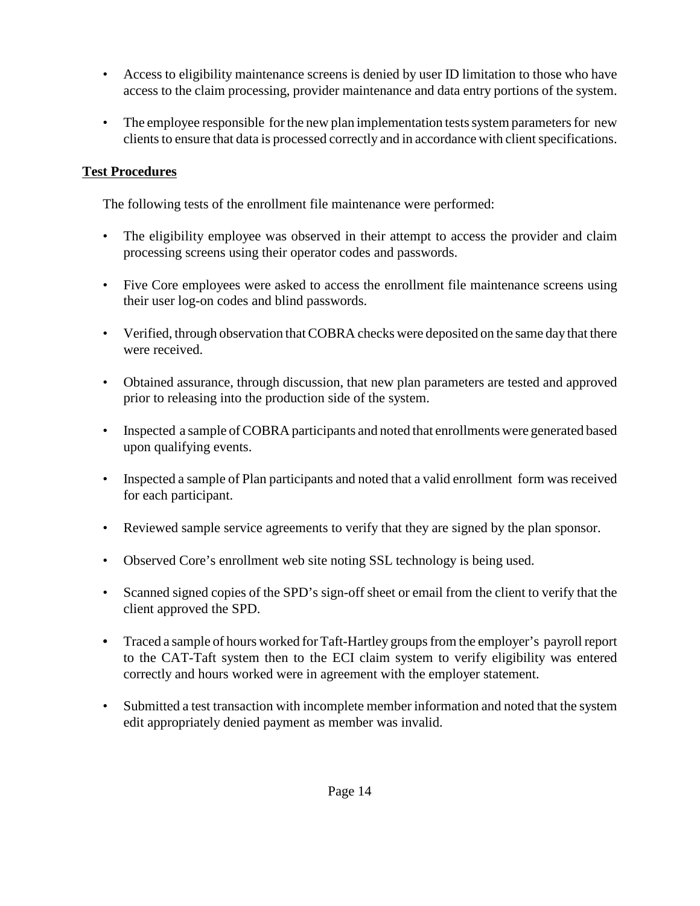- Access to eligibility maintenance screens is denied by user ID limitation to those who have access to the claim processing, provider maintenance and data entry portions of the system.

- The employee responsible for the new plan implementation tests system parameters for new clients to ensure that data is processed correctly and in accordance with client specifications.

**Test Procedures**

The following tests of the enrollment file maintenance were performed:

- The eligibility employee was observed in their attempt to access the provider and claim processing screens using their operator codes and passwords.

- Five Core employees were asked to access the enrollment file maintenance screens using their user log-on codes and blind passwords.

- Verified, through observation that COBRA checks were deposited on the same day that there were received.

- Obtained assurance, through discussion, that new plan parameters are tested and approved prior to releasing into the production side of the system.

- Inspected a sample of COBRA participants and noted that enrollments were generated based upon qualifying events.

- Inspected a sample of Plan participants and noted that a valid enrollment form was received for each participant.

- Reviewed sample service agreements to verify that they are signed by the plan sponsor.

- Observed Core's enrollment web site noting SSL technology is being used.

- Scanned signed copies of the SPD's sign-off sheet or email from the client to verify that the client approved the SPD.

- Traced a sample of hours worked for Taft-Hartley groups from the employer's payroll report to the CAT-Taft system then to the ECI claim system to verify eligibility was entered correctly and hours worked were in agreement with the employer statement.

- Submitted a test transaction with incomplete member information and noted that the system edit appropriately denied payment as member was invalid.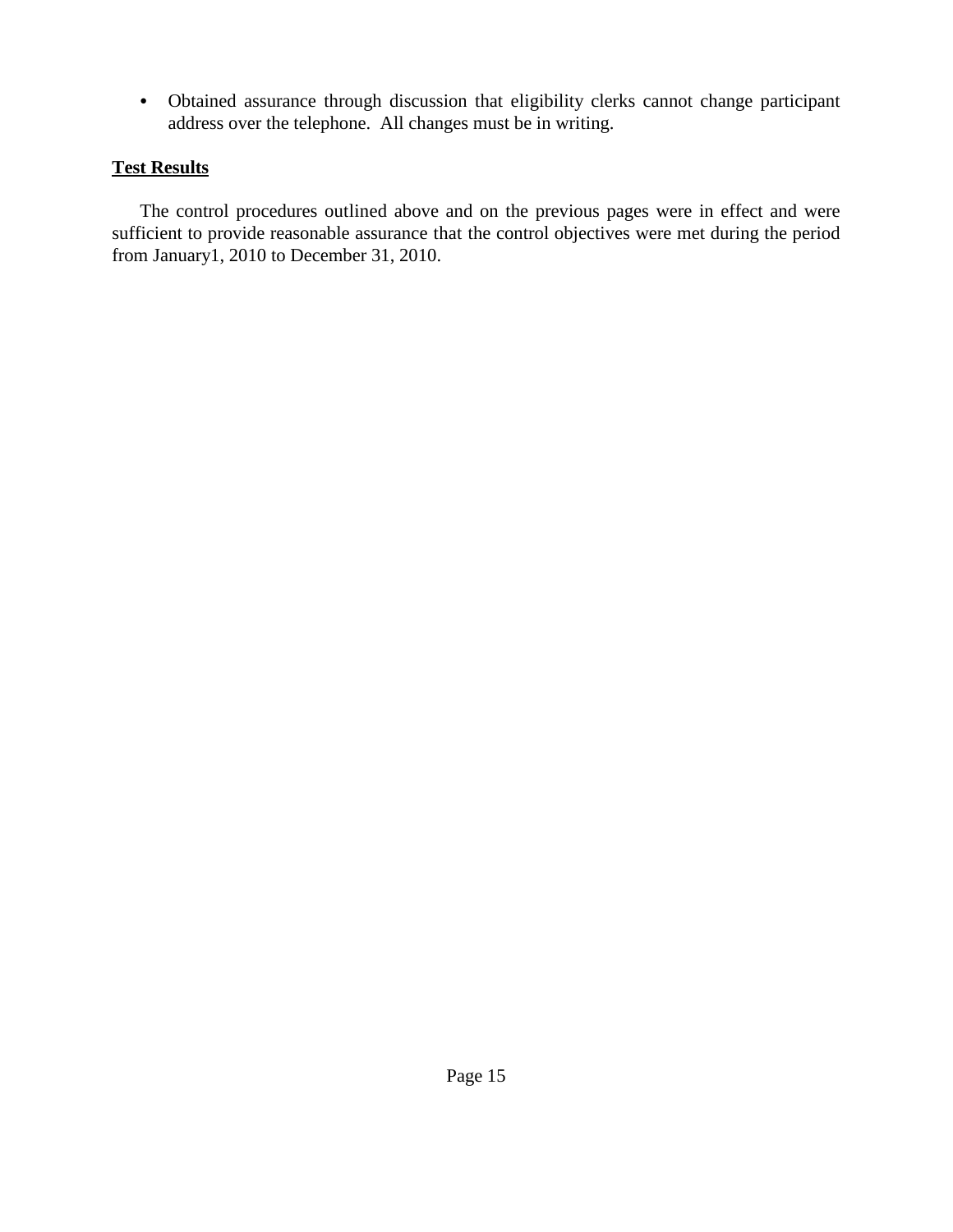- Obtained assurance through discussion that eligibility clerks cannot change participant address over the telephone. All changes must be in writing.

**Test Results**

The control procedures outlined above and on the previous pages were in effect and were sufficient to provide reasonable assurance that the control objectives were met during the period from January1, 2010 to December 31, 2010.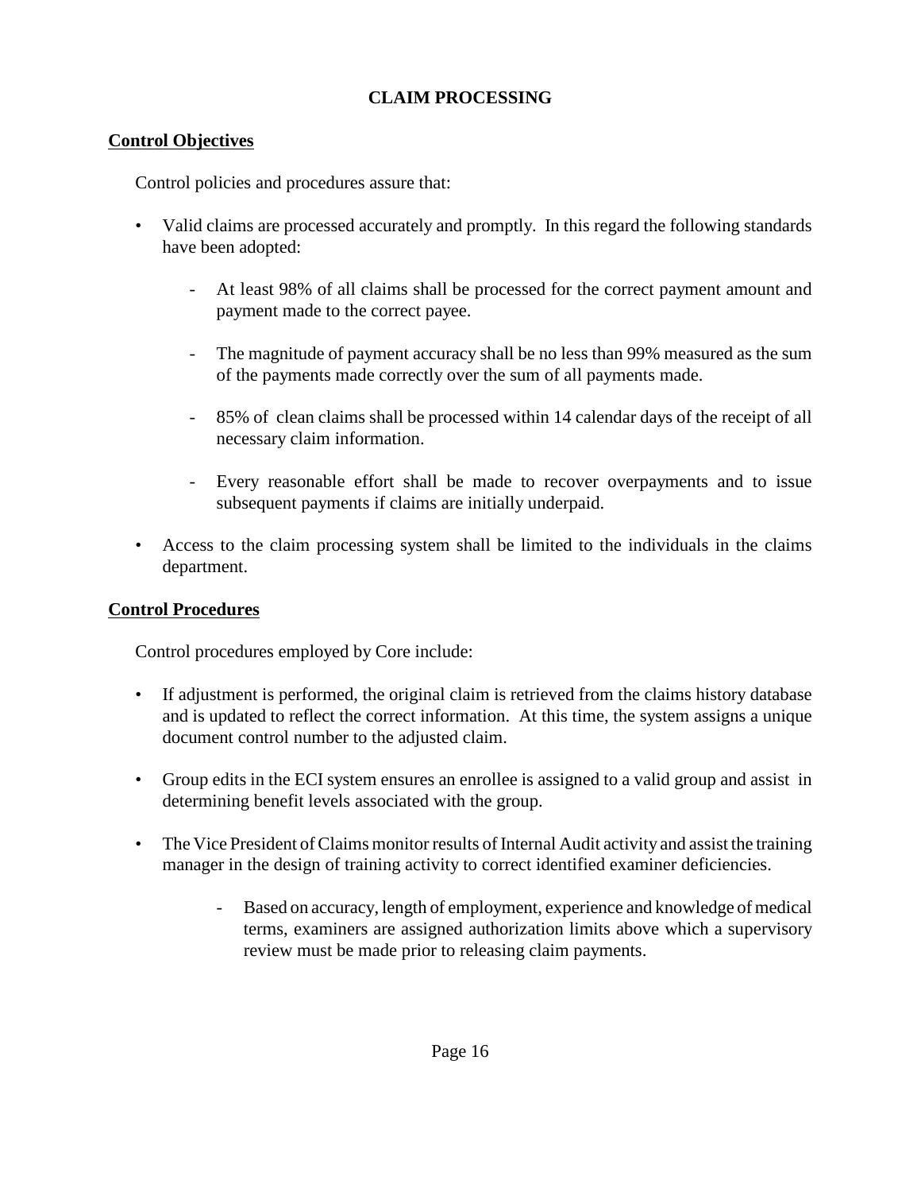## CLAIM PROCESSING

**Control Objectives**

Control policies and procedures assure that:

- Valid claims are processed accurately and promptly. In this regard the following standards have been adopted:
  - At least 98% of all claims shall be processed for the correct payment amount and payment made to the correct payee.
  - The magnitude of payment accuracy shall be no less than 99% measured as the sum of the payments made correctly over the sum of all payments made.
  - 85% of clean claims shall be processed within 14 calendar days of the receipt of all necessary claim information.
  - Every reasonable effort shall be made to recover overpayments and to issue subsequent payments if claims are initially underpaid.
- Access to the claim processing system shall be limited to the individuals in the claims department.

**Control Procedures**

Control procedures employed by Core include:

- If adjustment is performed, the original claim is retrieved from the claims history database and is updated to reflect the correct information. At this time, the system assigns a unique document control number to the adjusted claim.
- Group edits in the ECI system ensures an enrollee is assigned to a valid group and assist in determining benefit levels associated with the group.
- The Vice President of Claims monitor results of Internal Audit activity and assist the training manager in the design of training activity to correct identified examiner deficiencies.
  - Based on accuracy, length of employment, experience and knowledge of medical terms, examiners are assigned authorization limits above which a supervisory review must be made prior to releasing claim payments.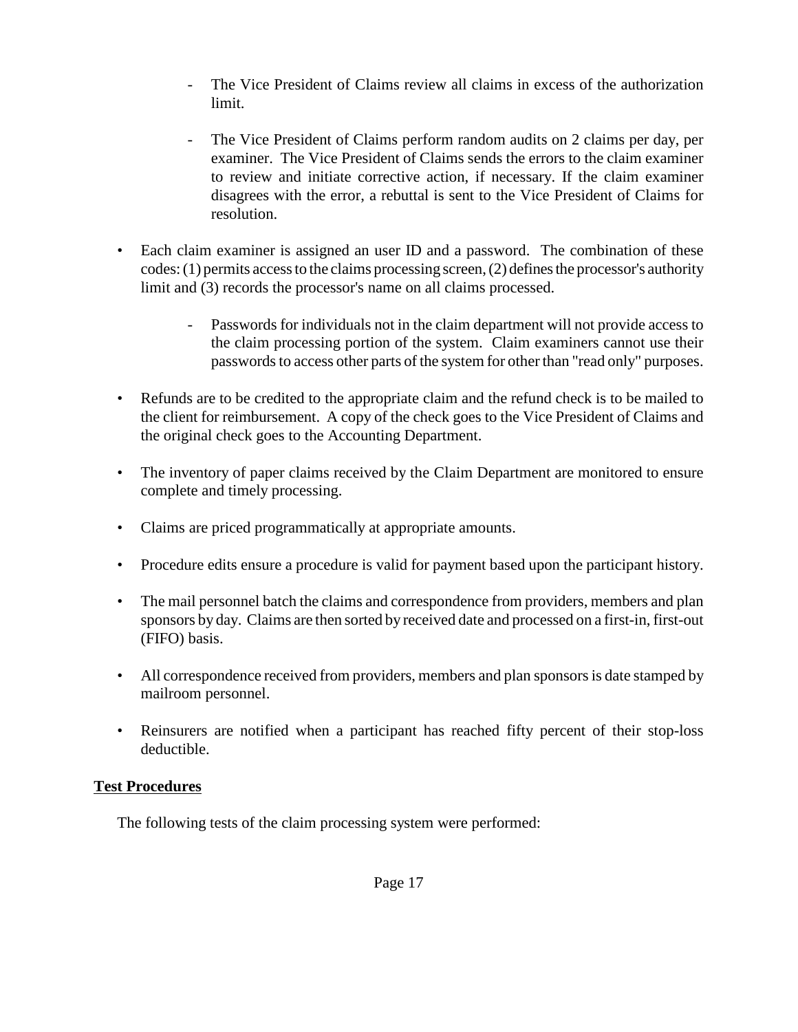- The Vice President of Claims review all claims in excess of the authorization limit.

  - The Vice President of Claims perform random audits on 2 claims per day, per examiner. The Vice President of Claims sends the errors to the claim examiner to review and initiate corrective action, if necessary. If the claim examiner disagrees with the error, a rebuttal is sent to the Vice President of Claims for resolution.

- Each claim examiner is assigned an user ID and a password. The combination of these codes: (1) permits access to the claims processing screen, (2) defines the processor's authority limit and (3) records the processor's name on all claims processed.

  - Passwords for individuals not in the claim department will not provide access to the claim processing portion of the system. Claim examiners cannot use their passwords to access other parts of the system for other than "read only" purposes.

- Refunds are to be credited to the appropriate claim and the refund check is to be mailed to the client for reimbursement. A copy of the check goes to the Vice President of Claims and the original check goes to the Accounting Department.

- The inventory of paper claims received by the Claim Department are monitored to ensure complete and timely processing.

- Claims are priced programmatically at appropriate amounts.

- Procedure edits ensure a procedure is valid for payment based upon the participant history.

- The mail personnel batch the claims and correspondence from providers, members and plan sponsors by day. Claims are then sorted by received date and processed on a first-in, first-out (FIFO) basis.

- All correspondence received from providers, members and plan sponsors is date stamped by mailroom personnel.

- Reinsurers are notified when a participant has reached fifty percent of their stop-loss deductible.

**Test Procedures**

The following tests of the claim processing system were performed: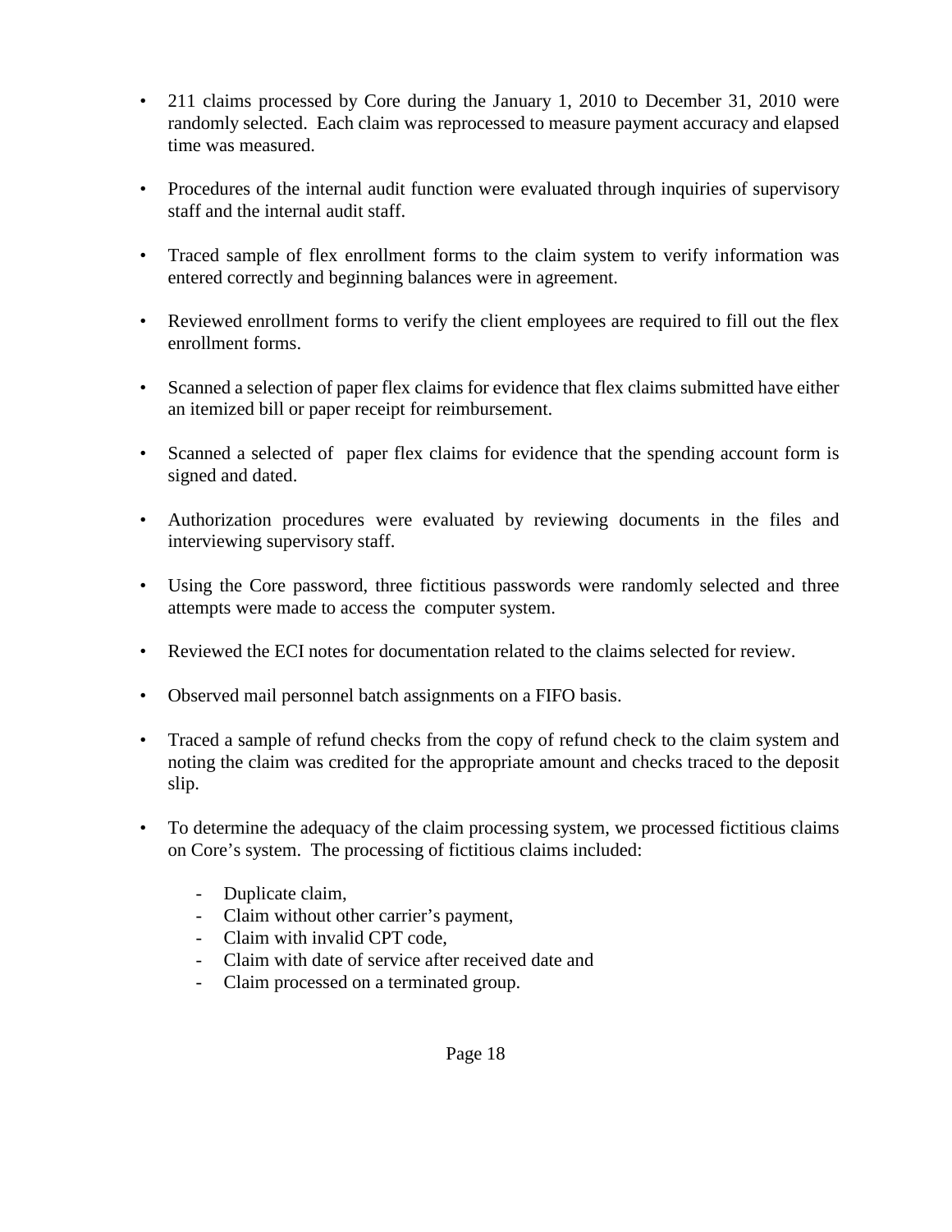- 211 claims processed by Core during the January 1, 2010 to December 31, 2010 were randomly selected. Each claim was reprocessed to measure payment accuracy and elapsed time was measured.

- Procedures of the internal audit function were evaluated through inquiries of supervisory staff and the internal audit staff.

- Traced sample of flex enrollment forms to the claim system to verify information was entered correctly and beginning balances were in agreement.

- Reviewed enrollment forms to verify the client employees are required to fill out the flex enrollment forms.

- Scanned a selection of paper flex claims for evidence that flex claims submitted have either an itemized bill or paper receipt for reimbursement.

- Scanned a selected of paper flex claims for evidence that the spending account form is signed and dated.

- Authorization procedures were evaluated by reviewing documents in the files and interviewing supervisory staff.

- Using the Core password, three fictitious passwords were randomly selected and three attempts were made to access the computer system.

- Reviewed the ECI notes for documentation related to the claims selected for review.

- Observed mail personnel batch assignments on a FIFO basis.

- Traced a sample of refund checks from the copy of refund check to the claim system and noting the claim was credited for the appropriate amount and checks traced to the deposit slip.

- To determine the adequacy of the claim processing system, we processed fictitious claims on Core's system. The processing of fictitious claims included:

  - Duplicate claim,
  - Claim without other carrier's payment,
  - Claim with invalid CPT code,
  - Claim with date of service after received date and
  - Claim processed on a terminated group.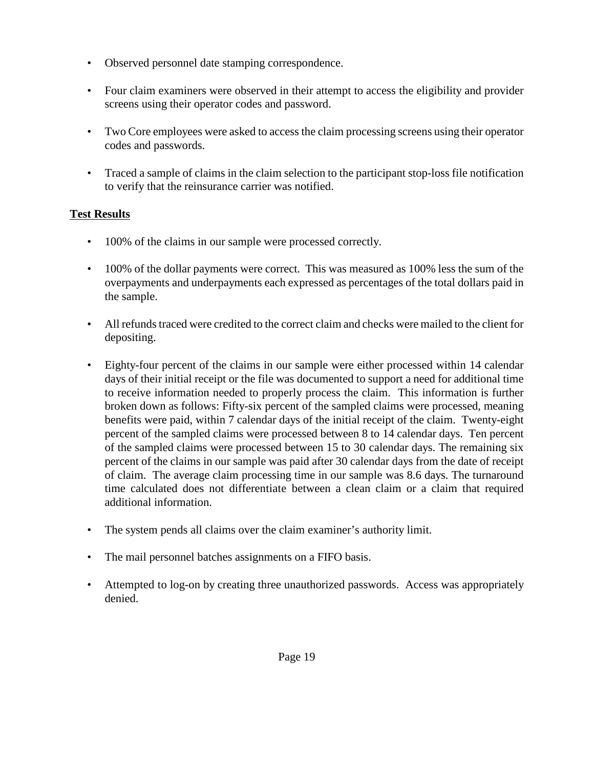- Observed personnel date stamping correspondence.

- Four claim examiners were observed in their attempt to access the eligibility and provider screens using their operator codes and password.

- Two Core employees were asked to access the claim processing screens using their operator codes and passwords.

- Traced a sample of claims in the claim selection to the participant stop-loss file notification to verify that the reinsurance carrier was notified.

**Test Results**

- 100% of the claims in our sample were processed correctly.

- 100% of the dollar payments were correct. This was measured as 100% less the sum of the overpayments and underpayments each expressed as percentages of the total dollars paid in the sample.

- All refunds traced were credited to the correct claim and checks were mailed to the client for depositing.

- Eighty-four percent of the claims in our sample were either processed within 14 calendar days of their initial receipt or the file was documented to support a need for additional time to receive information needed to properly process the claim. This information is further broken down as follows: Fifty-six percent of the sampled claims were processed, meaning benefits were paid, within 7 calendar days of the initial receipt of the claim. Twenty-eight percent of the sampled claims were processed between 8 to 14 calendar days. Ten percent of the sampled claims were processed between 15 to 30 calendar days. The remaining six percent of the claims in our sample was paid after 30 calendar days from the date of receipt of claim. The average claim processing time in our sample was 8.6 days. The turnaround time calculated does not differentiate between a clean claim or a claim that required additional information.

- The system pends all claims over the claim examiner's authority limit.

- The mail personnel batches assignments on a FIFO basis.

- Attempted to log-on by creating three unauthorized passwords. Access was appropriately denied.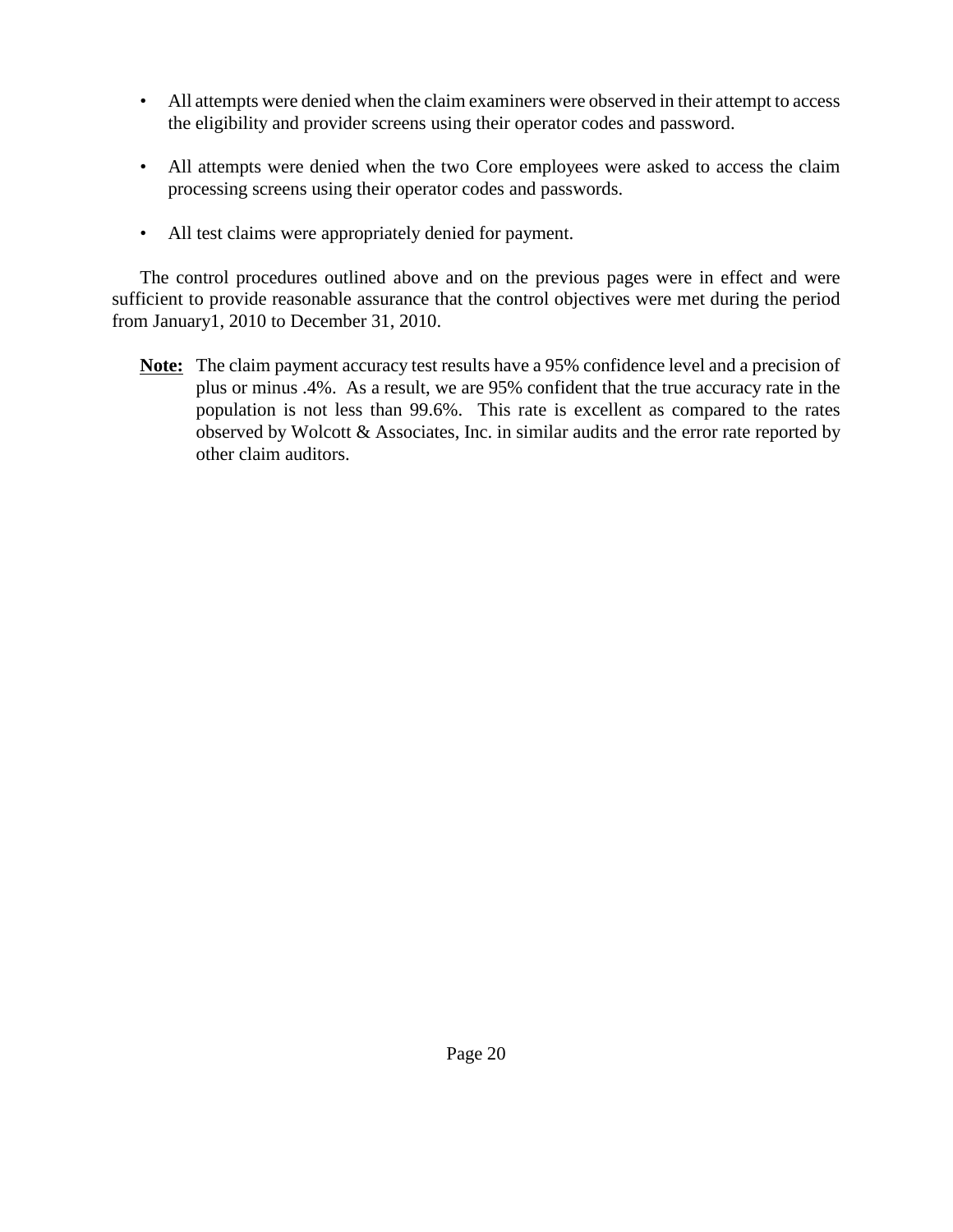- All attempts were denied when the claim examiners were observed in their attempt to access the eligibility and provider screens using their operator codes and password.

- All attempts were denied when the two Core employees were asked to access the claim processing screens using their operator codes and passwords.

- All test claims were appropriately denied for payment.

The control procedures outlined above and on the previous pages were in effect and were sufficient to provide reasonable assurance that the control objectives were met during the period from January1, 2010 to December 31, 2010.

**Note:** The claim payment accuracy test results have a 95% confidence level and a precision of plus or minus .4%. As a result, we are 95% confident that the true accuracy rate in the population is not less than 99.6%. This rate is excellent as compared to the rates observed by Wolcott & Associates, Inc. in similar audits and the error rate reported by other claim auditors.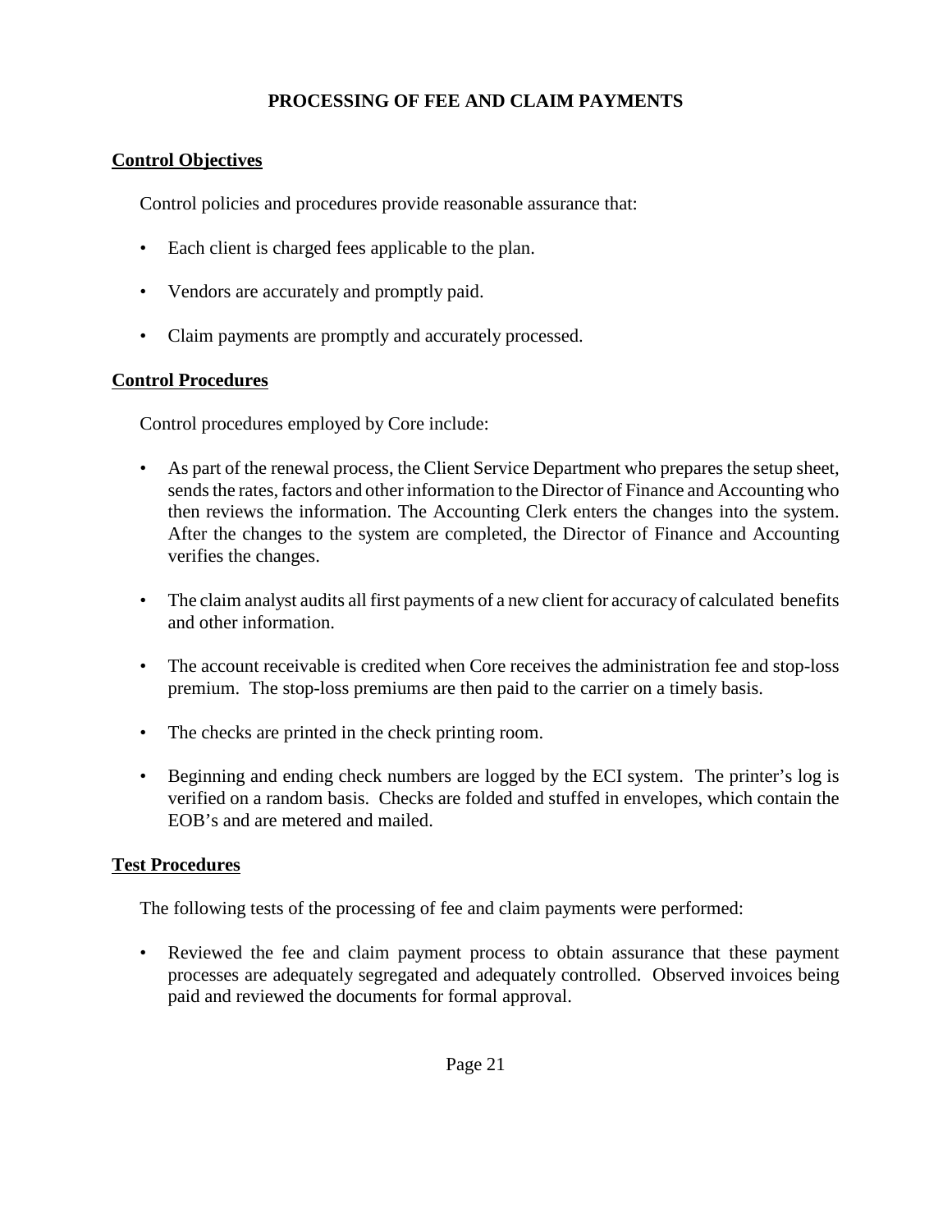## PROCESSING OF FEE AND CLAIM PAYMENTS

### Control Objectives

Control policies and procedures provide reasonable assurance that:

- Each client is charged fees applicable to the plan.
- Vendors are accurately and promptly paid.
- Claim payments are promptly and accurately processed.

### Control Procedures

Control procedures employed by Core include:

- As part of the renewal process, the Client Service Department who prepares the setup sheet, sends the rates, factors and other information to the Director of Finance and Accounting who then reviews the information. The Accounting Clerk enters the changes into the system. After the changes to the system are completed, the Director of Finance and Accounting verifies the changes.
- The claim analyst audits all first payments of a new client for accuracy of calculated benefits and other information.
- The account receivable is credited when Core receives the administration fee and stop-loss premium. The stop-loss premiums are then paid to the carrier on a timely basis.
- The checks are printed in the check printing room.
- Beginning and ending check numbers are logged by the ECI system. The printer's log is verified on a random basis. Checks are folded and stuffed in envelopes, which contain the EOB's and are metered and mailed.

### Test Procedures

The following tests of the processing of fee and claim payments were performed:

- Reviewed the fee and claim payment process to obtain assurance that these payment processes are adequately segregated and adequately controlled. Observed invoices being paid and reviewed the documents for formal approval.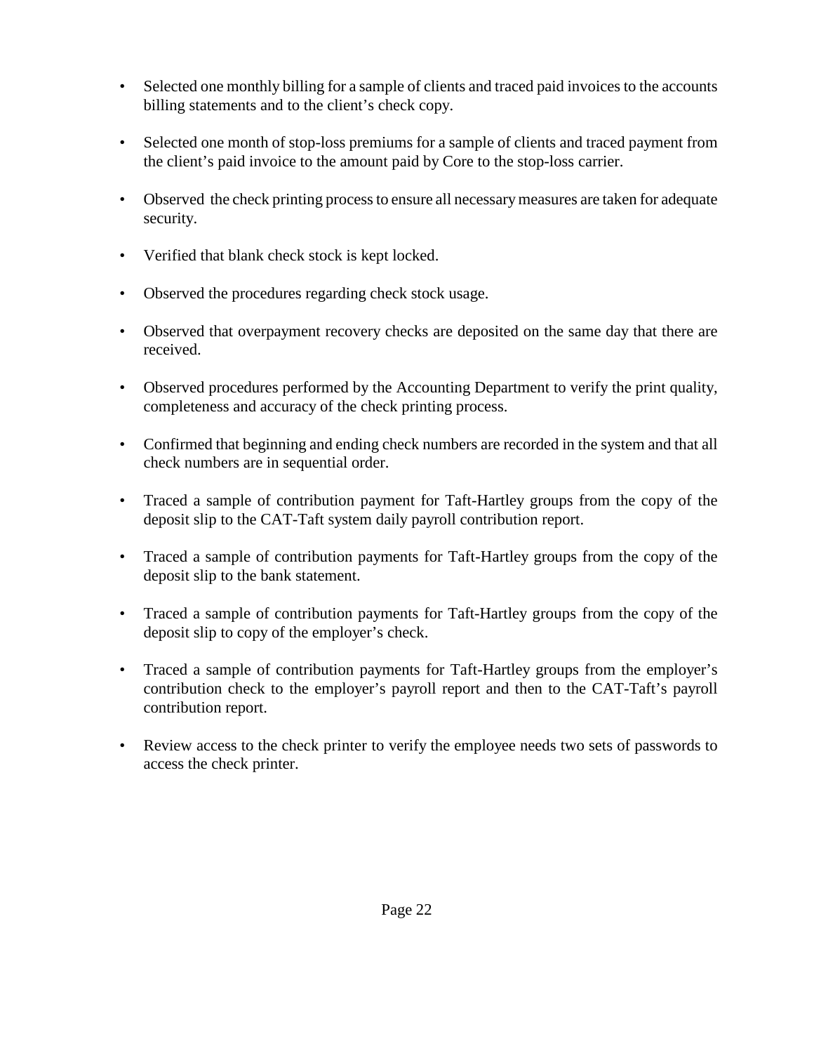- Selected one monthly billing for a sample of clients and traced paid invoices to the accounts billing statements and to the client's check copy.

- Selected one month of stop-loss premiums for a sample of clients and traced payment from the client's paid invoice to the amount paid by Core to the stop-loss carrier.

- Observed the check printing process to ensure all necessary measures are taken for adequate security.

- Verified that blank check stock is kept locked.

- Observed the procedures regarding check stock usage.

- Observed that overpayment recovery checks are deposited on the same day that there are received.

- Observed procedures performed by the Accounting Department to verify the print quality, completeness and accuracy of the check printing process.

- Confirmed that beginning and ending check numbers are recorded in the system and that all check numbers are in sequential order.

- Traced a sample of contribution payment for Taft-Hartley groups from the copy of the deposit slip to the CAT-Taft system daily payroll contribution report.

- Traced a sample of contribution payments for Taft-Hartley groups from the copy of the deposit slip to the bank statement.

- Traced a sample of contribution payments for Taft-Hartley groups from the copy of the deposit slip to copy of the employer's check.

- Traced a sample of contribution payments for Taft-Hartley groups from the employer's contribution check to the employer's payroll report and then to the CAT-Taft's payroll contribution report.

- Review access to the check printer to verify the employee needs two sets of passwords to access the check printer.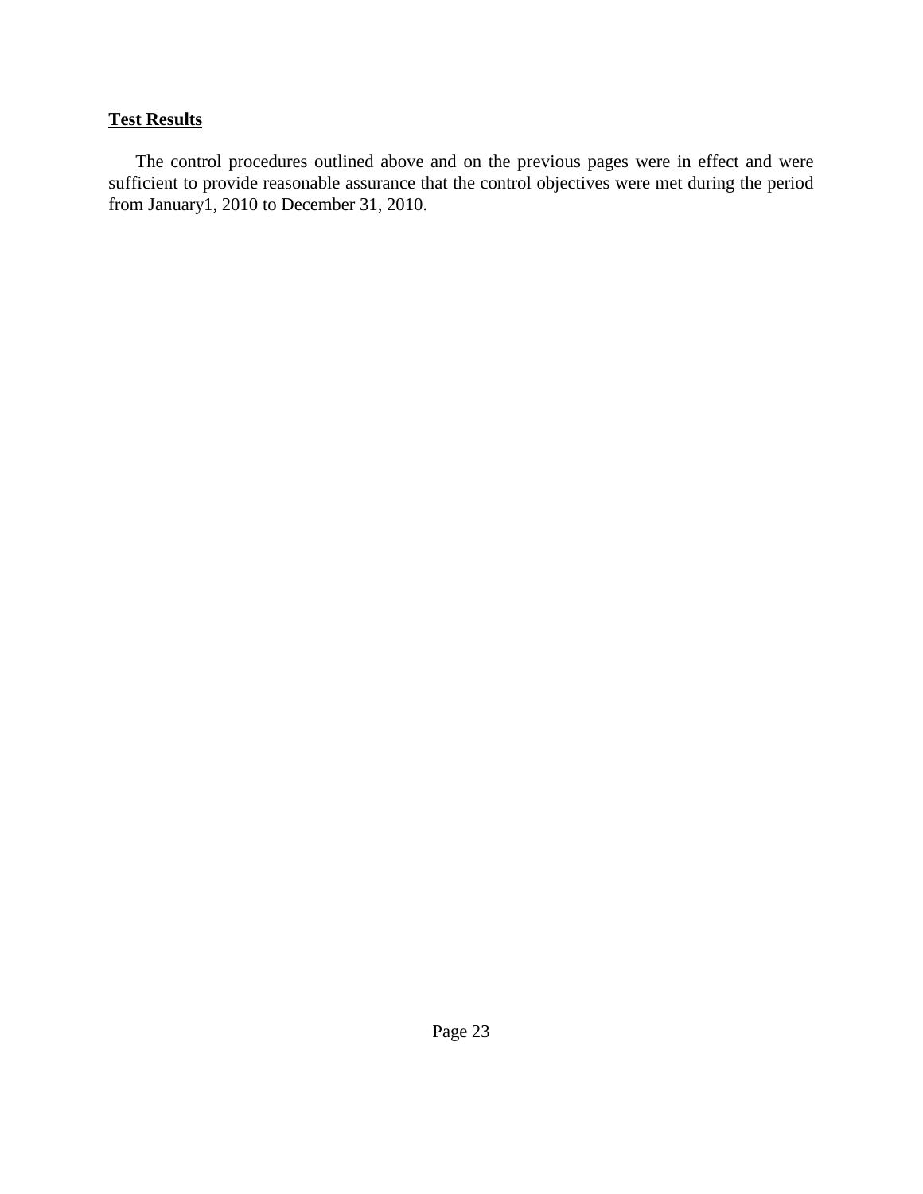**Test Results**

The control procedures outlined above and on the previous pages were in effect and were sufficient to provide reasonable assurance that the control objectives were met during the period from January1, 2010 to December 31, 2010.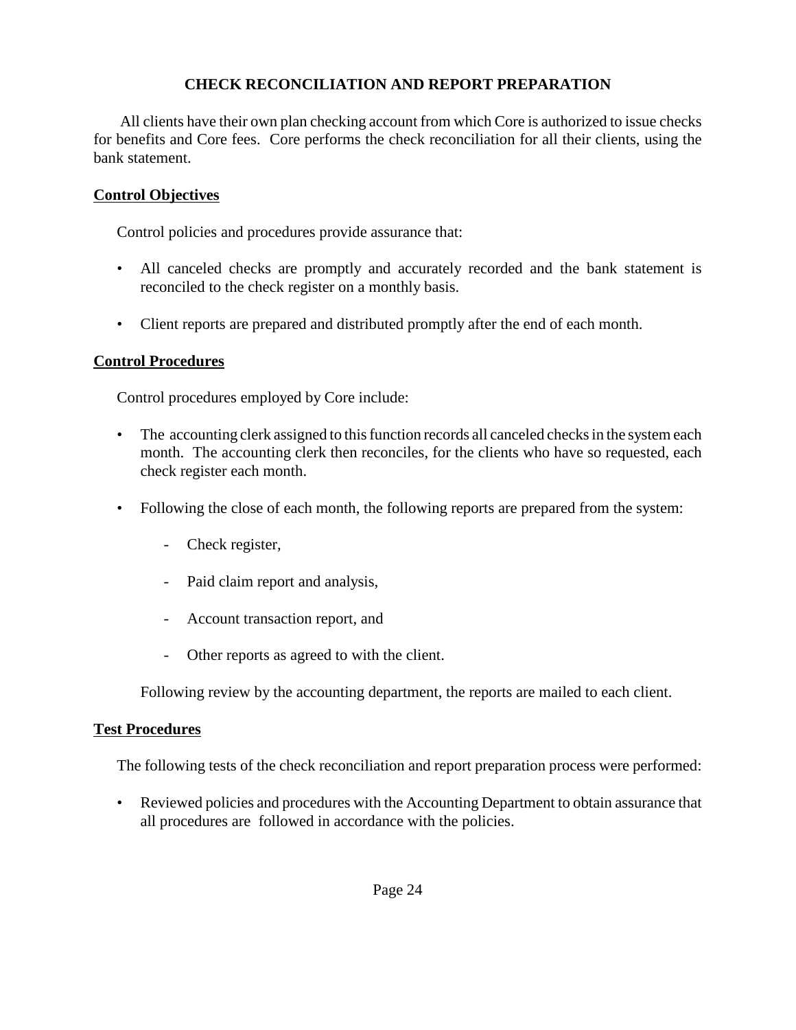## CHECK RECONCILIATION AND REPORT PREPARATION

All clients have their own plan checking account from which Core is authorized to issue checks for benefits and Core fees. Core performs the check reconciliation for all their clients, using the bank statement.

### Control Objectives

Control policies and procedures provide assurance that:

- All canceled checks are promptly and accurately recorded and the bank statement is reconciled to the check register on a monthly basis.
- Client reports are prepared and distributed promptly after the end of each month.

### Control Procedures

Control procedures employed by Core include:

- The accounting clerk assigned to this function records all canceled checks in the system each month. The accounting clerk then reconciles, for the clients who have so requested, each check register each month.
- Following the close of each month, the following reports are prepared from the system:
  - Check register,
  - Paid claim report and analysis,
  - Account transaction report, and
  - Other reports as agreed to with the client.

  Following review by the accounting department, the reports are mailed to each client.

### Test Procedures

The following tests of the check reconciliation and report preparation process were performed:

- Reviewed policies and procedures with the Accounting Department to obtain assurance that all procedures are followed in accordance with the policies.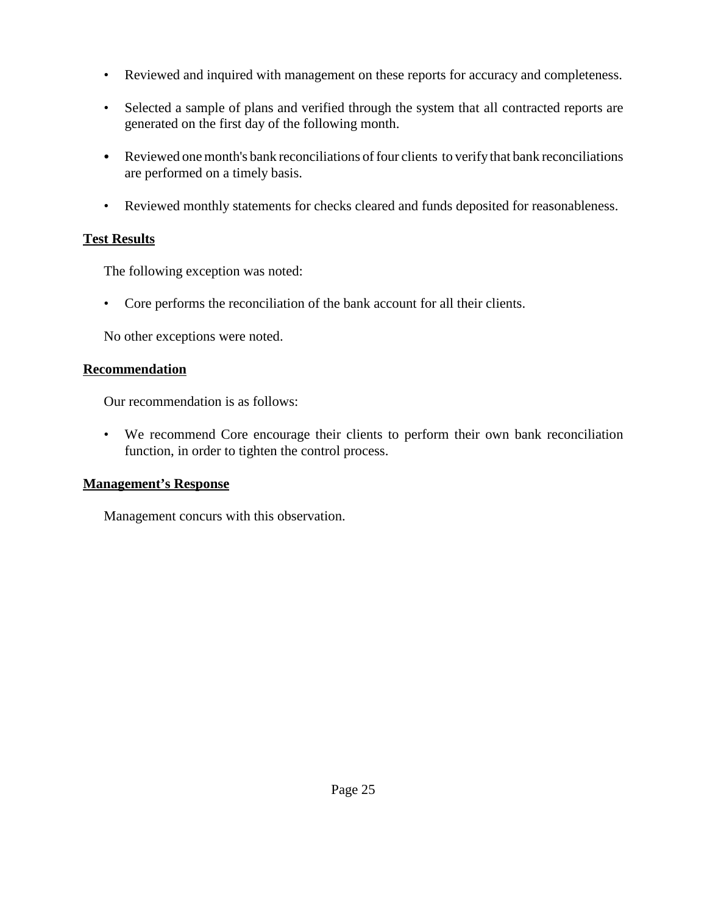- Reviewed and inquired with management on these reports for accuracy and completeness.

- Selected a sample of plans and verified through the system that all contracted reports are generated on the first day of the following month.

- Reviewed one month's bank reconciliations of four clients to verify that bank reconciliations are performed on a timely basis.

- Reviewed monthly statements for checks cleared and funds deposited for reasonableness.

**Test Results**

The following exception was noted:

- Core performs the reconciliation of the bank account for all their clients.

No other exceptions were noted.

**Recommendation**

Our recommendation is as follows:

- We recommend Core encourage their clients to perform their own bank reconciliation function, in order to tighten the control process.

**Management's Response**

Management concurs with this observation.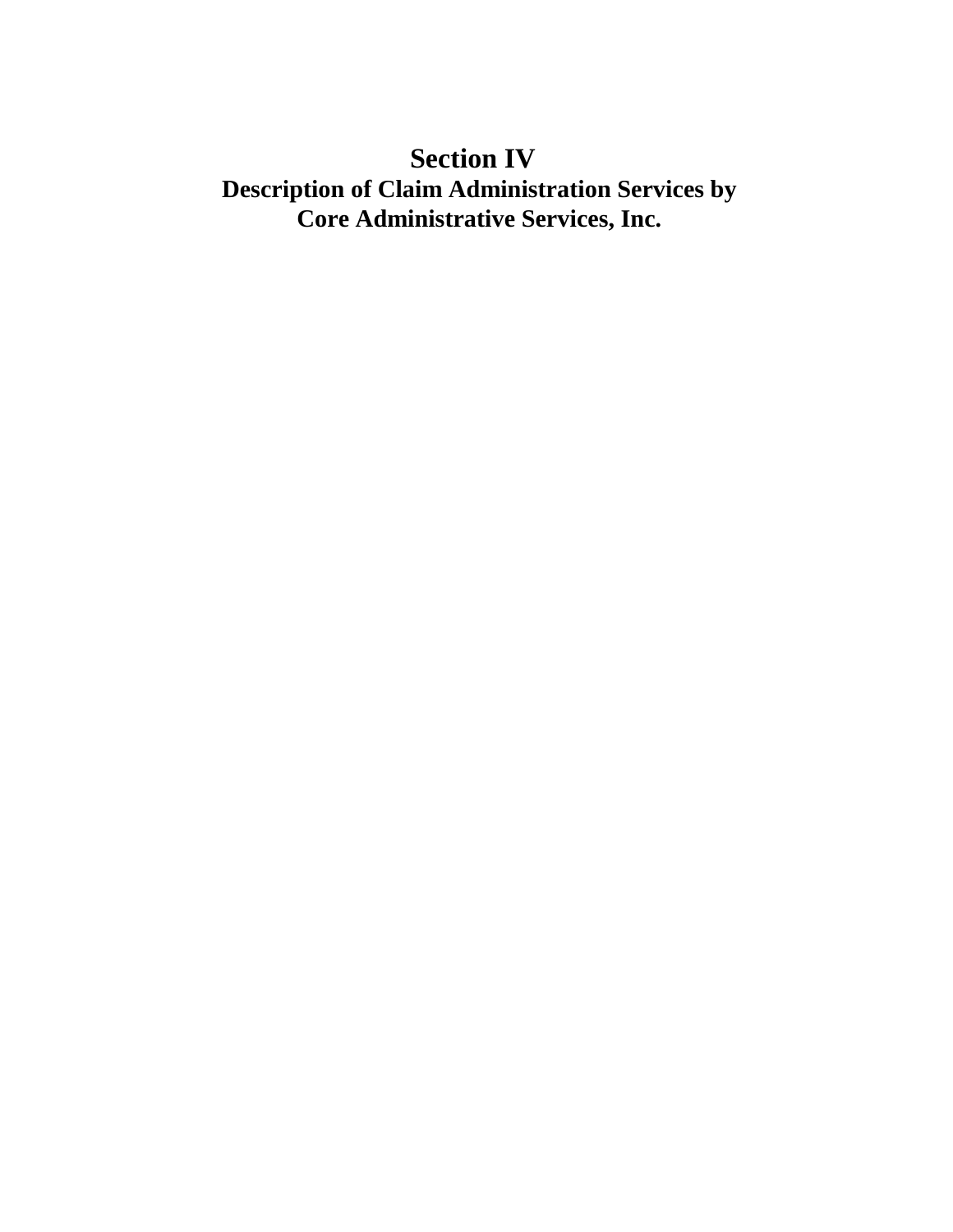# Section IV

## Description of Claim Administration Services by Core Administrative Services, Inc.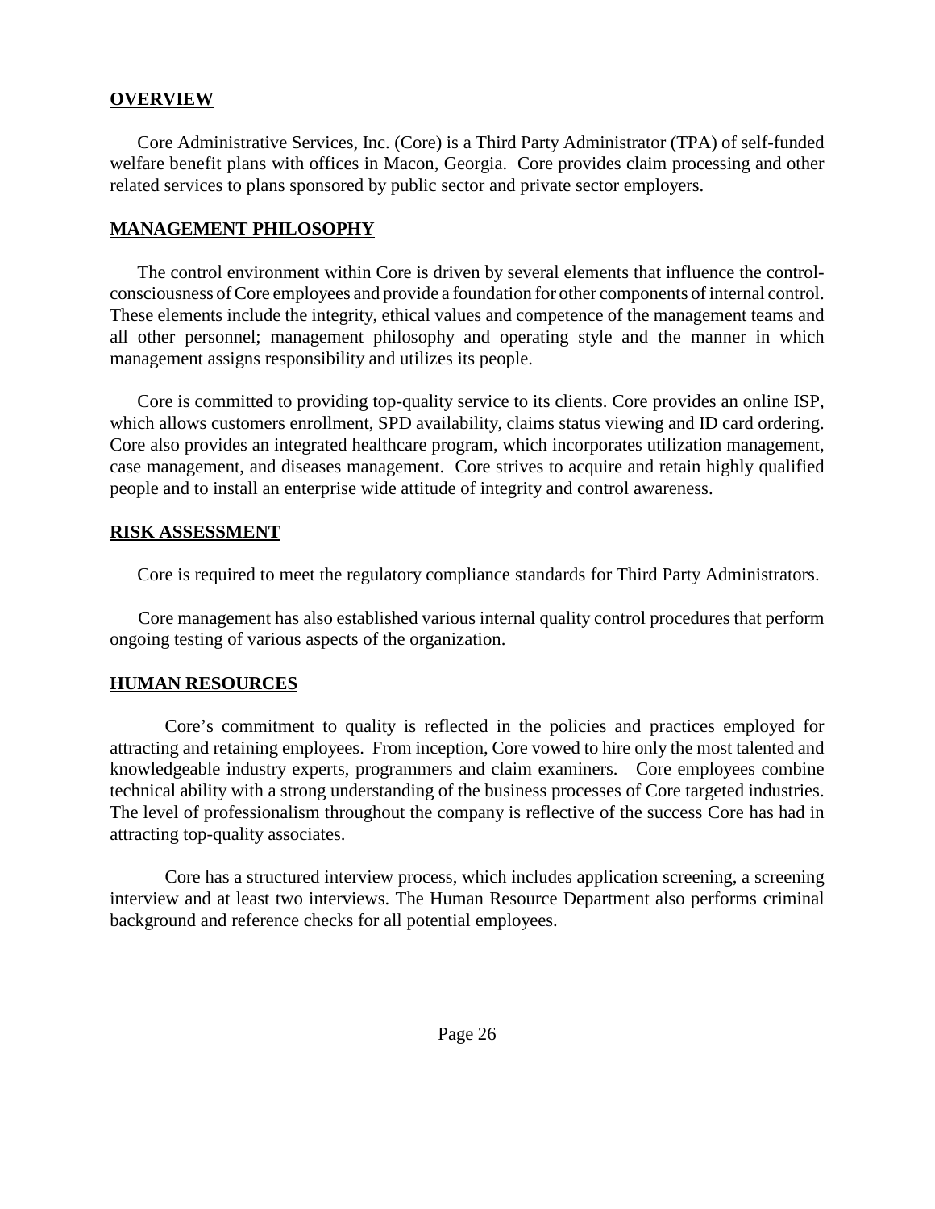## OVERVIEW

Core Administrative Services, Inc. (Core) is a Third Party Administrator (TPA) of self-funded welfare benefit plans with offices in Macon, Georgia. Core provides claim processing and other related services to plans sponsored by public sector and private sector employers.

## MANAGEMENT PHILOSOPHY

The control environment within Core is driven by several elements that influence the control-consciousness of Core employees and provide a foundation for other components of internal control. These elements include the integrity, ethical values and competence of the management teams and all other personnel; management philosophy and operating style and the manner in which management assigns responsibility and utilizes its people.

Core is committed to providing top-quality service to its clients. Core provides an online ISP, which allows customers enrollment, SPD availability, claims status viewing and ID card ordering. Core also provides an integrated healthcare program, which incorporates utilization management, case management, and diseases management. Core strives to acquire and retain highly qualified people and to install an enterprise wide attitude of integrity and control awareness.

## RISK ASSESSMENT

Core is required to meet the regulatory compliance standards for Third Party Administrators.

Core management has also established various internal quality control procedures that perform ongoing testing of various aspects of the organization.

## HUMAN RESOURCES

Core's commitment to quality is reflected in the policies and practices employed for attracting and retaining employees. From inception, Core vowed to hire only the most talented and knowledgeable industry experts, programmers and claim examiners. Core employees combine technical ability with a strong understanding of the business processes of Core targeted industries. The level of professionalism throughout the company is reflective of the success Core has had in attracting top-quality associates.

Core has a structured interview process, which includes application screening, a screening interview and at least two interviews. The Human Resource Department also performs criminal background and reference checks for all potential employees.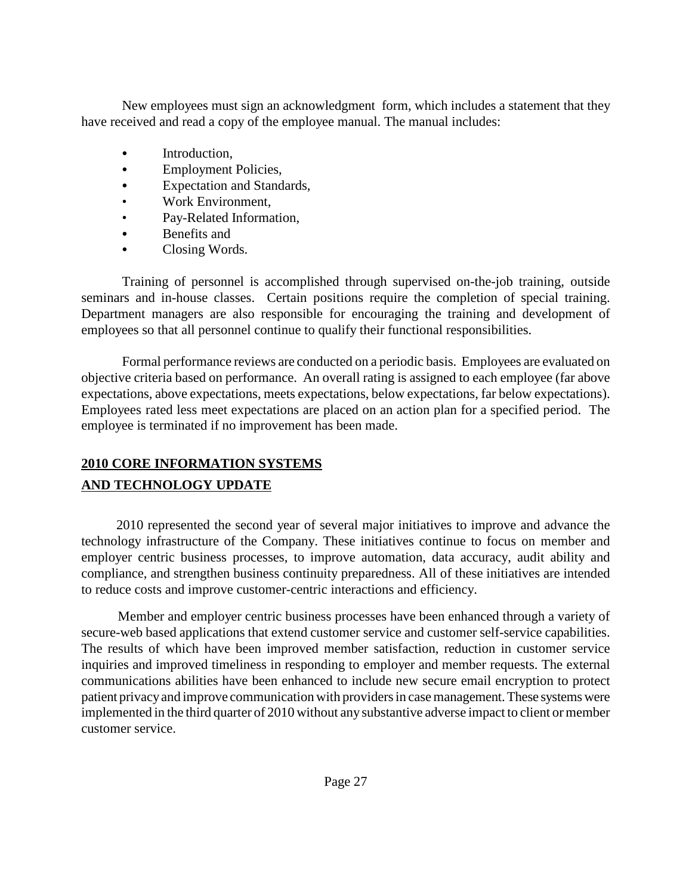New employees must sign an acknowledgment form, which includes a statement that they have received and read a copy of the employee manual. The manual includes:

- Introduction,
- Employment Policies,
- Expectation and Standards,
- Work Environment,
- Pay-Related Information,
- Benefits and
- Closing Words.

Training of personnel is accomplished through supervised on-the-job training, outside seminars and in-house classes. Certain positions require the completion of special training. Department managers are also responsible for encouraging the training and development of employees so that all personnel continue to qualify their functional responsibilities.

Formal performance reviews are conducted on a periodic basis. Employees are evaluated on objective criteria based on performance. An overall rating is assigned to each employee (far above expectations, above expectations, meets expectations, below expectations, far below expectations). Employees rated less meet expectations are placed on an action plan for a specified period. The employee is terminated if no improvement has been made.

## <u>2010 CORE INFORMATION SYSTEMS AND TECHNOLOGY UPDATE</u>

2010 represented the second year of several major initiatives to improve and advance the technology infrastructure of the Company. These initiatives continue to focus on member and employer centric business processes, to improve automation, data accuracy, audit ability and compliance, and strengthen business continuity preparedness. All of these initiatives are intended to reduce costs and improve customer-centric interactions and efficiency.

Member and employer centric business processes have been enhanced through a variety of secure-web based applications that extend customer service and customer self-service capabilities. The results of which have been improved member satisfaction, reduction in customer service inquiries and improved timeliness in responding to employer and member requests. The external communications abilities have been enhanced to include new secure email encryption to protect patient privacy and improve communication with providers in case management. These systems were implemented in the third quarter of 2010 without any substantive adverse impact to client or member customer service.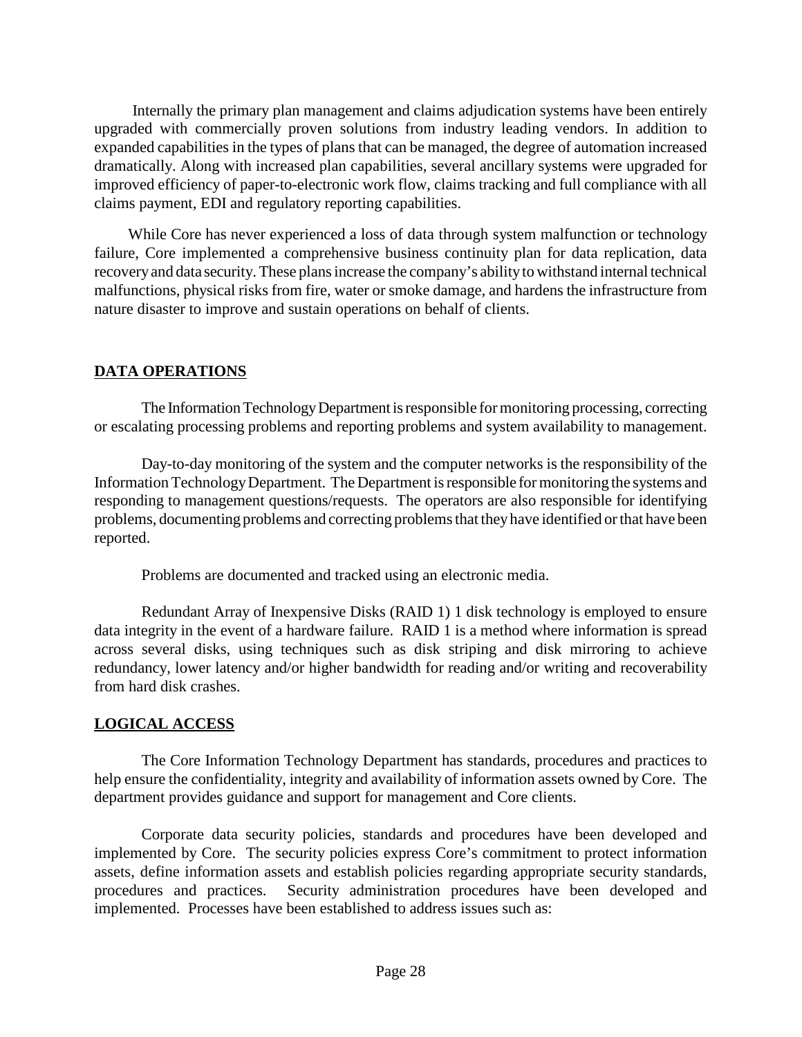Internally the primary plan management and claims adjudication systems have been entirely upgraded with commercially proven solutions from industry leading vendors. In addition to expanded capabilities in the types of plans that can be managed, the degree of automation increased dramatically. Along with increased plan capabilities, several ancillary systems were upgraded for improved efficiency of paper-to-electronic work flow, claims tracking and full compliance with all claims payment, EDI and regulatory reporting capabilities.

While Core has never experienced a loss of data through system malfunction or technology failure, Core implemented a comprehensive business continuity plan for data replication, data recovery and data security. These plans increase the company's ability to withstand internal technical malfunctions, physical risks from fire, water or smoke damage, and hardens the infrastructure from nature disaster to improve and sustain operations on behalf of clients.

## DATA OPERATIONS

The Information Technology Department is responsible for monitoring processing, correcting or escalating processing problems and reporting problems and system availability to management.

Day-to-day monitoring of the system and the computer networks is the responsibility of the Information Technology Department. The Department is responsible for monitoring the systems and responding to management questions/requests. The operators are also responsible for identifying problems, documenting problems and correcting problems that they have identified or that have been reported.

Problems are documented and tracked using an electronic media.

Redundant Array of Inexpensive Disks (RAID 1) 1 disk technology is employed to ensure data integrity in the event of a hardware failure. RAID 1 is a method where information is spread across several disks, using techniques such as disk striping and disk mirroring to achieve redundancy, lower latency and/or higher bandwidth for reading and/or writing and recoverability from hard disk crashes.

## LOGICAL ACCESS

The Core Information Technology Department has standards, procedures and practices to help ensure the confidentiality, integrity and availability of information assets owned by Core. The department provides guidance and support for management and Core clients.

Corporate data security policies, standards and procedures have been developed and implemented by Core. The security policies express Core's commitment to protect information assets, define information assets and establish policies regarding appropriate security standards, procedures and practices. Security administration procedures have been developed and implemented. Processes have been established to address issues such as: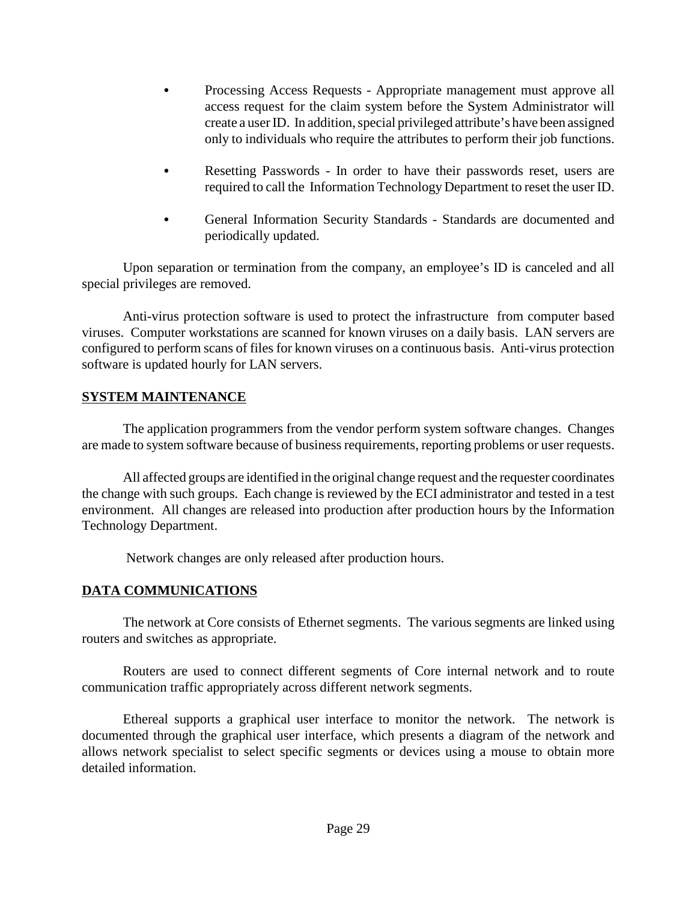- Processing Access Requests - Appropriate management must approve all access request for the claim system before the System Administrator will create a user ID. In addition, special privileged attribute's have been assigned only to individuals who require the attributes to perform their job functions.

- Resetting Passwords - In order to have their passwords reset, users are required to call the Information Technology Department to reset the user ID.

- General Information Security Standards - Standards are documented and periodically updated.

Upon separation or termination from the company, an employee's ID is canceled and all special privileges are removed.

Anti-virus protection software is used to protect the infrastructure from computer based viruses. Computer workstations are scanned for known viruses on a daily basis. LAN servers are configured to perform scans of files for known viruses on a continuous basis. Anti-virus protection software is updated hourly for LAN servers.

## SYSTEM MAINTENANCE

The application programmers from the vendor perform system software changes. Changes are made to system software because of business requirements, reporting problems or user requests.

All affected groups are identified in the original change request and the requester coordinates the change with such groups. Each change is reviewed by the ECI administrator and tested in a test environment. All changes are released into production after production hours by the Information Technology Department.

Network changes are only released after production hours.

## DATA COMMUNICATIONS

The network at Core consists of Ethernet segments. The various segments are linked using routers and switches as appropriate.

Routers are used to connect different segments of Core internal network and to route communication traffic appropriately across different network segments.

Ethereal supports a graphical user interface to monitor the network. The network is documented through the graphical user interface, which presents a diagram of the network and allows network specialist to select specific segments or devices using a mouse to obtain more detailed information.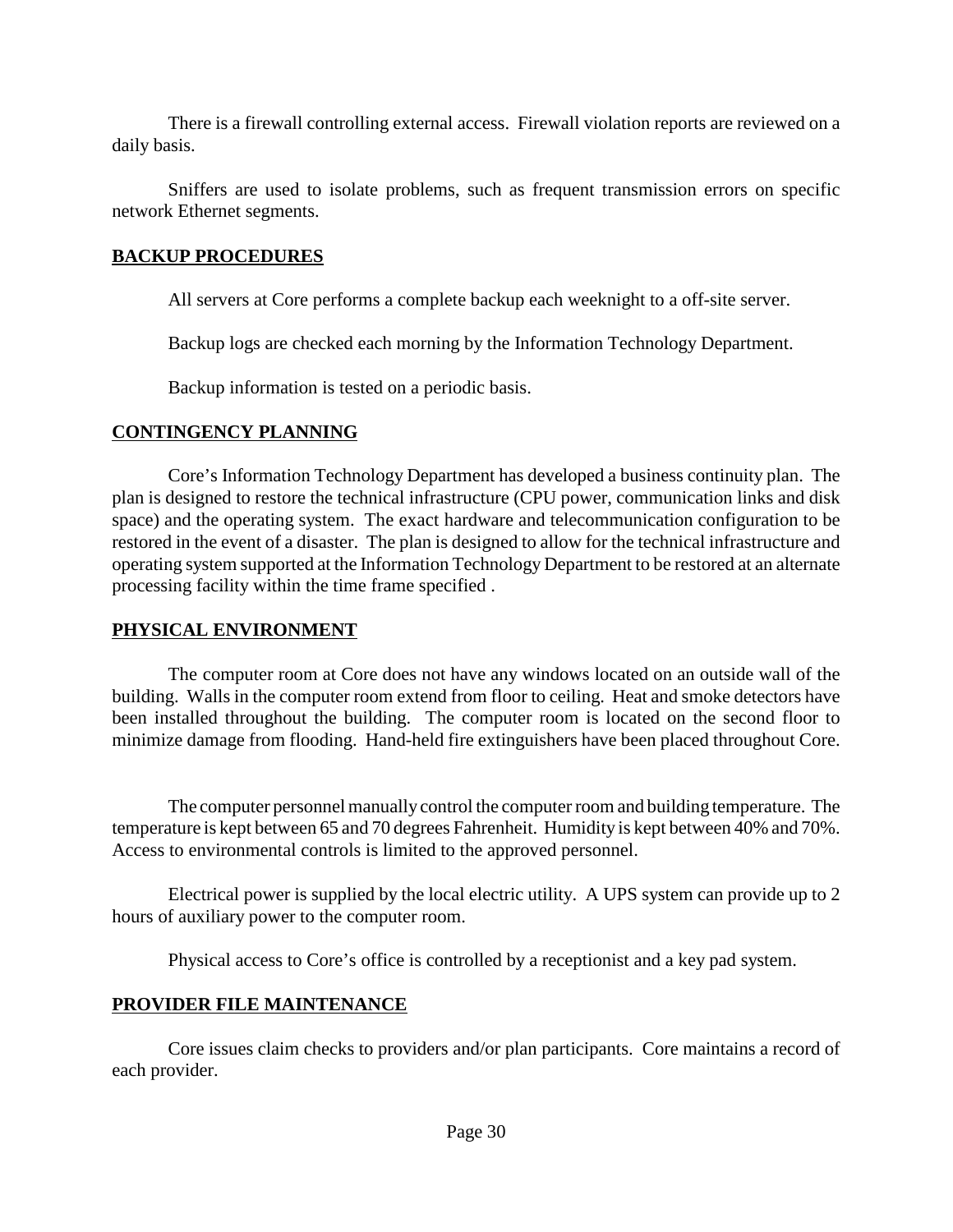There is a firewall controlling external access. Firewall violation reports are reviewed on a daily basis.

Sniffers are used to isolate problems, such as frequent transmission errors on specific network Ethernet segments.

## BACKUP PROCEDURES

All servers at Core performs a complete backup each weeknight to a off-site server.

Backup logs are checked each morning by the Information Technology Department.

Backup information is tested on a periodic basis.

## CONTINGENCY PLANNING

Core's Information Technology Department has developed a business continuity plan. The plan is designed to restore the technical infrastructure (CPU power, communication links and disk space) and the operating system. The exact hardware and telecommunication configuration to be restored in the event of a disaster. The plan is designed to allow for the technical infrastructure and operating system supported at the Information Technology Department to be restored at an alternate processing facility within the time frame specified .

## PHYSICAL ENVIRONMENT

The computer room at Core does not have any windows located on an outside wall of the building. Walls in the computer room extend from floor to ceiling. Heat and smoke detectors have been installed throughout the building. The computer room is located on the second floor to minimize damage from flooding. Hand-held fire extinguishers have been placed throughout Core.

The computer personnel manually control the computer room and building temperature. The temperature is kept between 65 and 70 degrees Fahrenheit. Humidity is kept between 40% and 70%. Access to environmental controls is limited to the approved personnel.

Electrical power is supplied by the local electric utility. A UPS system can provide up to 2 hours of auxiliary power to the computer room.

Physical access to Core's office is controlled by a receptionist and a key pad system.

## PROVIDER FILE MAINTENANCE

Core issues claim checks to providers and/or plan participants. Core maintains a record of each provider.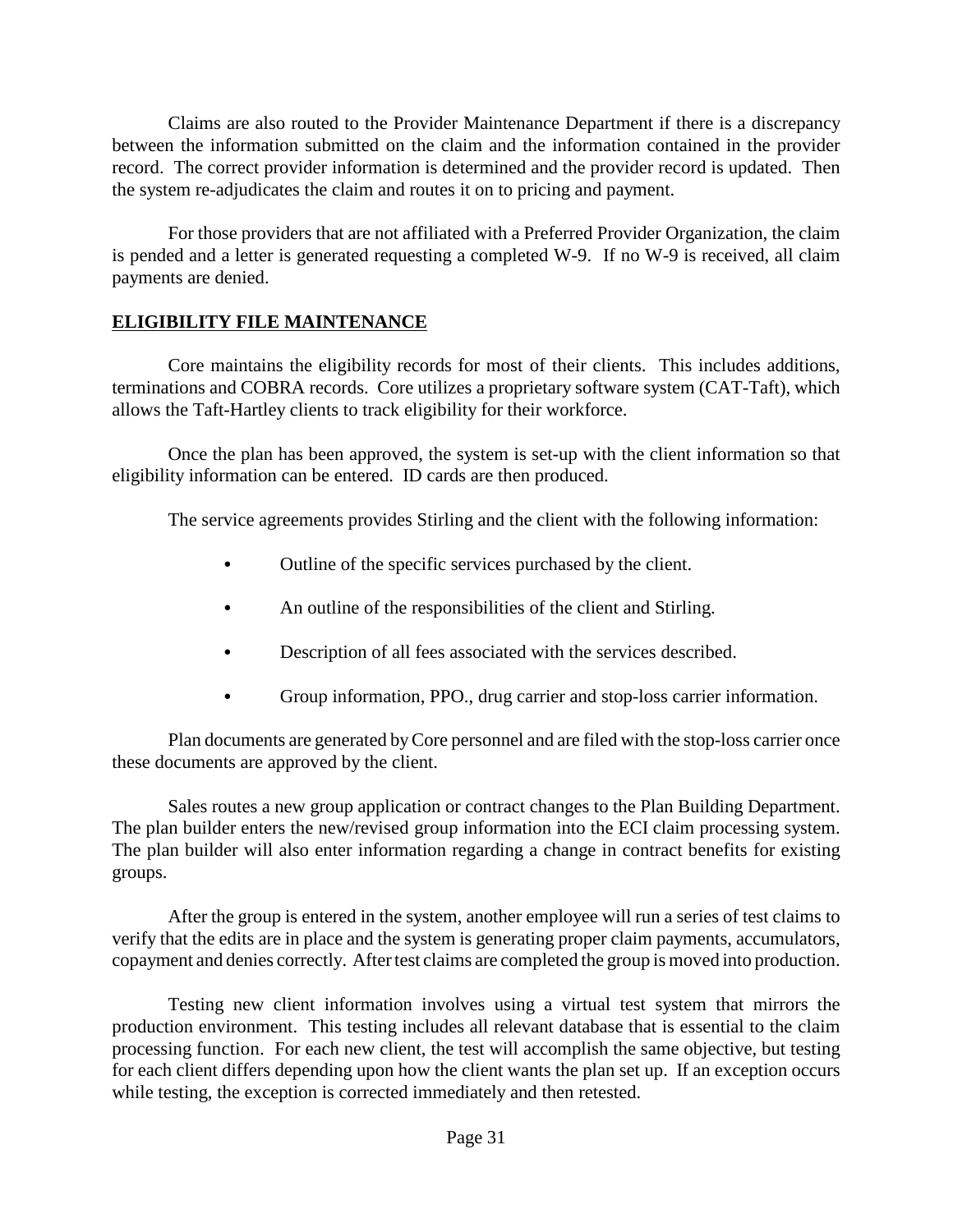Claims are also routed to the Provider Maintenance Department if there is a discrepancy between the information submitted on the claim and the information contained in the provider record. The correct provider information is determined and the provider record is updated. Then the system re-adjudicates the claim and routes it on to pricing and payment.

For those providers that are not affiliated with a Preferred Provider Organization, the claim is pended and a letter is generated requesting a completed W-9. If no W-9 is received, all claim payments are denied.

## ELIGIBILITY FILE MAINTENANCE

Core maintains the eligibility records for most of their clients. This includes additions, terminations and COBRA records. Core utilizes a proprietary software system (CAT-Taft), which allows the Taft-Hartley clients to track eligibility for their workforce.

Once the plan has been approved, the system is set-up with the client information so that eligibility information can be entered. ID cards are then produced.

The service agreements provides Stirling and the client with the following information:

- Outline of the specific services purchased by the client.
- An outline of the responsibilities of the client and Stirling.
- Description of all fees associated with the services described.
- Group information, PPO., drug carrier and stop-loss carrier information.

Plan documents are generated by Core personnel and are filed with the stop-loss carrier once these documents are approved by the client.

Sales routes a new group application or contract changes to the Plan Building Department. The plan builder enters the new/revised group information into the ECI claim processing system. The plan builder will also enter information regarding a change in contract benefits for existing groups.

After the group is entered in the system, another employee will run a series of test claims to verify that the edits are in place and the system is generating proper claim payments, accumulators, copayment and denies correctly. After test claims are completed the group is moved into production.

Testing new client information involves using a virtual test system that mirrors the production environment. This testing includes all relevant database that is essential to the claim processing function. For each new client, the test will accomplish the same objective, but testing for each client differs depending upon how the client wants the plan set up. If an exception occurs while testing, the exception is corrected immediately and then retested.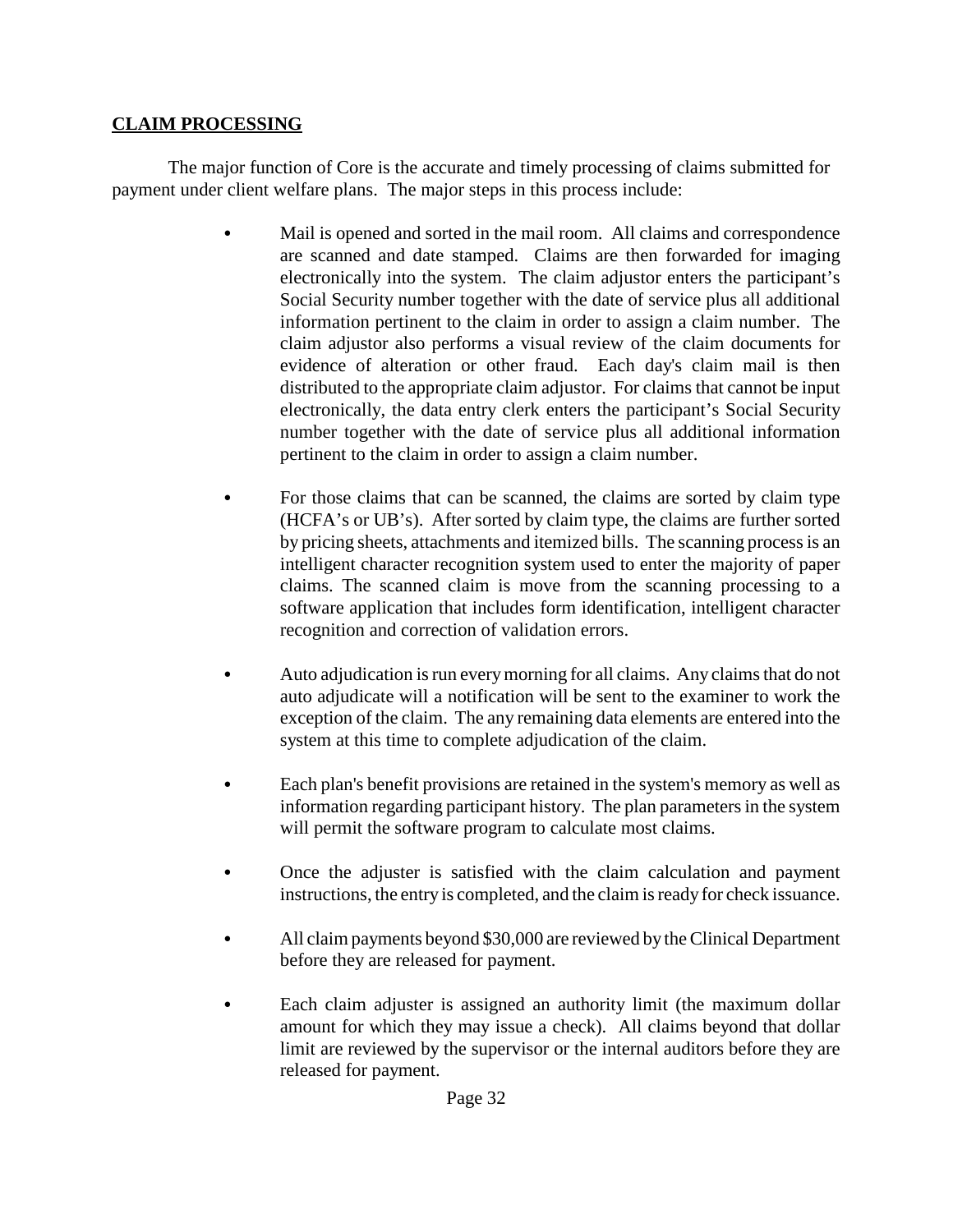## CLAIM PROCESSING

The major function of Core is the accurate and timely processing of claims submitted for payment under client welfare plans. The major steps in this process include:

- Mail is opened and sorted in the mail room. All claims and correspondence are scanned and date stamped. Claims are then forwarded for imaging electronically into the system. The claim adjustor enters the participant's Social Security number together with the date of service plus all additional information pertinent to the claim in order to assign a claim number. The claim adjustor also performs a visual review of the claim documents for evidence of alteration or other fraud. Each day's claim mail is then distributed to the appropriate claim adjustor. For claims that cannot be input electronically, the data entry clerk enters the participant's Social Security number together with the date of service plus all additional information pertinent to the claim in order to assign a claim number.

- For those claims that can be scanned, the claims are sorted by claim type (HCFA's or UB's). After sorted by claim type, the claims are further sorted by pricing sheets, attachments and itemized bills. The scanning process is an intelligent character recognition system used to enter the majority of paper claims. The scanned claim is move from the scanning processing to a software application that includes form identification, intelligent character recognition and correction of validation errors.

- Auto adjudication is run every morning for all claims. Any claims that do not auto adjudicate will a notification will be sent to the examiner to work the exception of the claim. The any remaining data elements are entered into the system at this time to complete adjudication of the claim.

- Each plan's benefit provisions are retained in the system's memory as well as information regarding participant history. The plan parameters in the system will permit the software program to calculate most claims.

- Once the adjuster is satisfied with the claim calculation and payment instructions, the entry is completed, and the claim is ready for check issuance.

- All claim payments beyond $30,000 are reviewed by the Clinical Department before they are released for payment.

- Each claim adjuster is assigned an authority limit (the maximum dollar amount for which they may issue a check). All claims beyond that dollar limit are reviewed by the supervisor or the internal auditors before they are released for payment.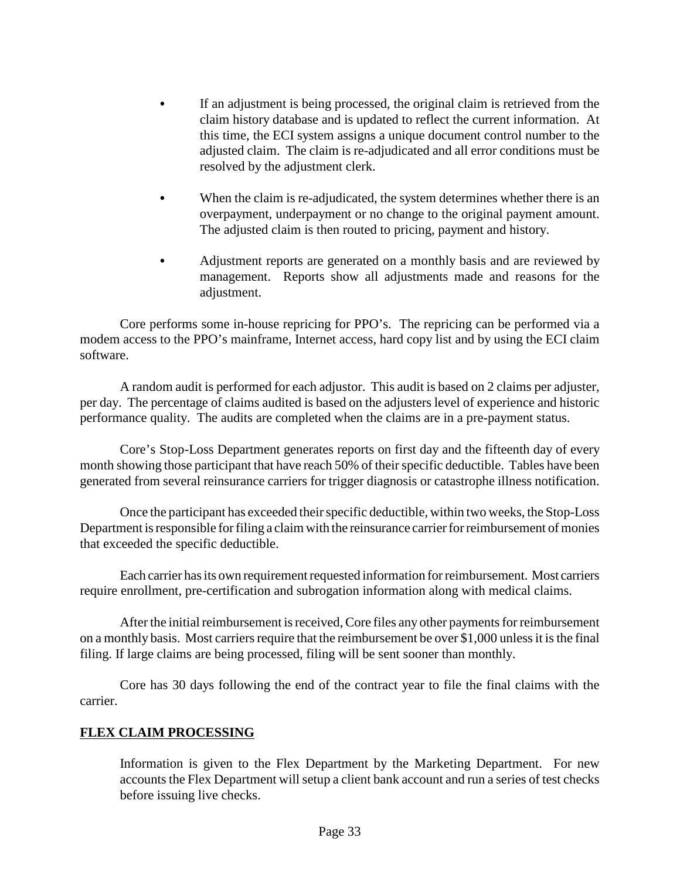- If an adjustment is being processed, the original claim is retrieved from the claim history database and is updated to reflect the current information. At this time, the ECI system assigns a unique document control number to the adjusted claim. The claim is re-adjudicated and all error conditions must be resolved by the adjustment clerk.

- When the claim is re-adjudicated, the system determines whether there is an overpayment, underpayment or no change to the original payment amount. The adjusted claim is then routed to pricing, payment and history.

- Adjustment reports are generated on a monthly basis and are reviewed by management. Reports show all adjustments made and reasons for the adjustment.

Core performs some in-house repricing for PPO's. The repricing can be performed via a modem access to the PPO's mainframe, Internet access, hard copy list and by using the ECI claim software.

A random audit is performed for each adjustor. This audit is based on 2 claims per adjuster, per day. The percentage of claims audited is based on the adjusters level of experience and historic performance quality. The audits are completed when the claims are in a pre-payment status.

Core's Stop-Loss Department generates reports on first day and the fifteenth day of every month showing those participant that have reach 50% of their specific deductible. Tables have been generated from several reinsurance carriers for trigger diagnosis or catastrophe illness notification.

Once the participant has exceeded their specific deductible, within two weeks, the Stop-Loss Department is responsible for filing a claim with the reinsurance carrier for reimbursement of monies that exceeded the specific deductible.

Each carrier has its own requirement requested information for reimbursement. Most carriers require enrollment, pre-certification and subrogation information along with medical claims.

After the initial reimbursement is received, Core files any other payments for reimbursement on a monthly basis. Most carriers require that the reimbursement be over $1,000 unless it is the final filing. If large claims are being processed, filing will be sent sooner than monthly.

Core has 30 days following the end of the contract year to file the final claims with the carrier.

## FLEX CLAIM PROCESSING

Information is given to the Flex Department by the Marketing Department. For new accounts the Flex Department will setup a client bank account and run a series of test checks before issuing live checks.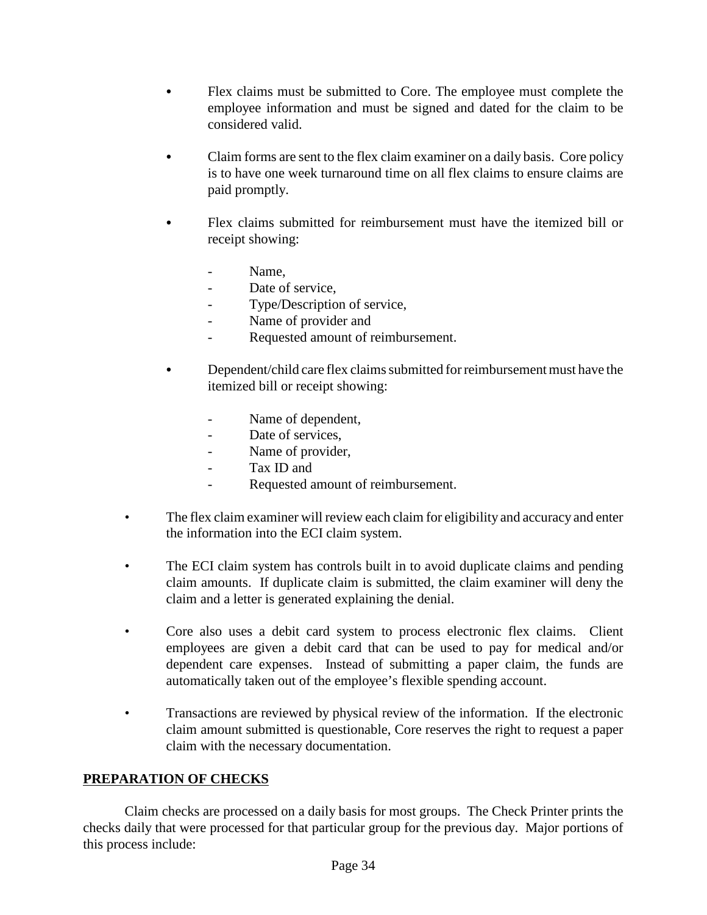- Flex claims must be submitted to Core. The employee must complete the employee information and must be signed and dated for the claim to be considered valid.

- Claim forms are sent to the flex claim examiner on a daily basis. Core policy is to have one week turnaround time on all flex claims to ensure claims are paid promptly.

- Flex claims submitted for reimbursement must have the itemized bill or receipt showing:

  - Name,
  - Date of service,
  - Type/Description of service,
  - Name of provider and
  - Requested amount of reimbursement.

- Dependent/child care flex claims submitted for reimbursement must have the itemized bill or receipt showing:

  - Name of dependent,
  - Date of services,
  - Name of provider,
  - Tax ID and
  - Requested amount of reimbursement.

- The flex claim examiner will review each claim for eligibility and accuracy and enter the information into the ECI claim system.

- The ECI claim system has controls built in to avoid duplicate claims and pending claim amounts. If duplicate claim is submitted, the claim examiner will deny the claim and a letter is generated explaining the denial.

- Core also uses a debit card system to process electronic flex claims. Client employees are given a debit card that can be used to pay for medical and/or dependent care expenses. Instead of submitting a paper claim, the funds are automatically taken out of the employee's flexible spending account.

- Transactions are reviewed by physical review of the information. If the electronic claim amount submitted is questionable, Core reserves the right to request a paper claim with the necessary documentation.

## PREPARATION OF CHECKS

Claim checks are processed on a daily basis for most groups. The Check Printer prints the checks daily that were processed for that particular group for the previous day. Major portions of this process include: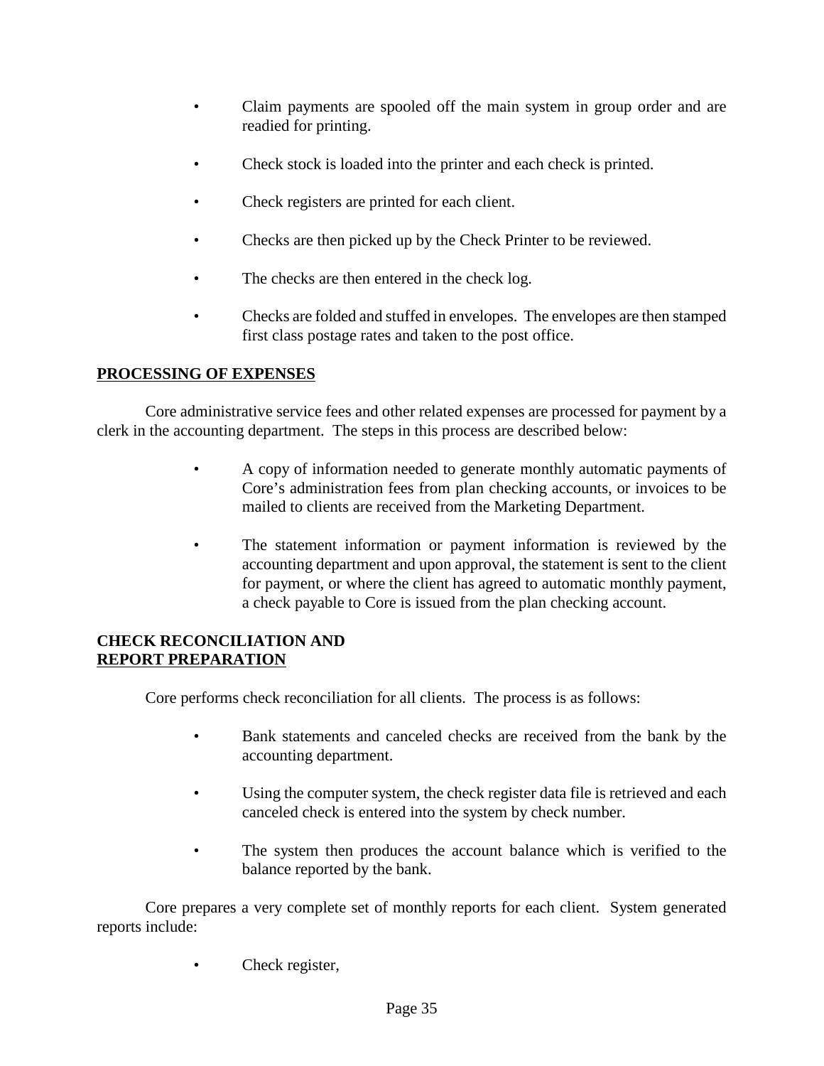- Claim payments are spooled off the main system in group order and are readied for printing.

- Check stock is loaded into the printer and each check is printed.

- Check registers are printed for each client.

- Checks are then picked up by the Check Printer to be reviewed.

- The checks are then entered in the check log.

- Checks are folded and stuffed in envelopes. The envelopes are then stamped first class postage rates and taken to the post office.

**PROCESSING OF EXPENSES**

Core administrative service fees and other related expenses are processed for payment by a clerk in the accounting department. The steps in this process are described below:

- A copy of information needed to generate monthly automatic payments of Core's administration fees from plan checking accounts, or invoices to be mailed to clients are received from the Marketing Department.

- The statement information or payment information is reviewed by the accounting department and upon approval, the statement is sent to the client for payment, or where the client has agreed to automatic monthly payment, a check payable to Core is issued from the plan checking account.

**CHECK RECONCILIATION AND REPORT PREPARATION**

Core performs check reconciliation for all clients. The process is as follows:

- Bank statements and canceled checks are received from the bank by the accounting department.

- Using the computer system, the check register data file is retrieved and each canceled check is entered into the system by check number.

- The system then produces the account balance which is verified to the balance reported by the bank.

Core prepares a very complete set of monthly reports for each client. System generated reports include:

- Check register,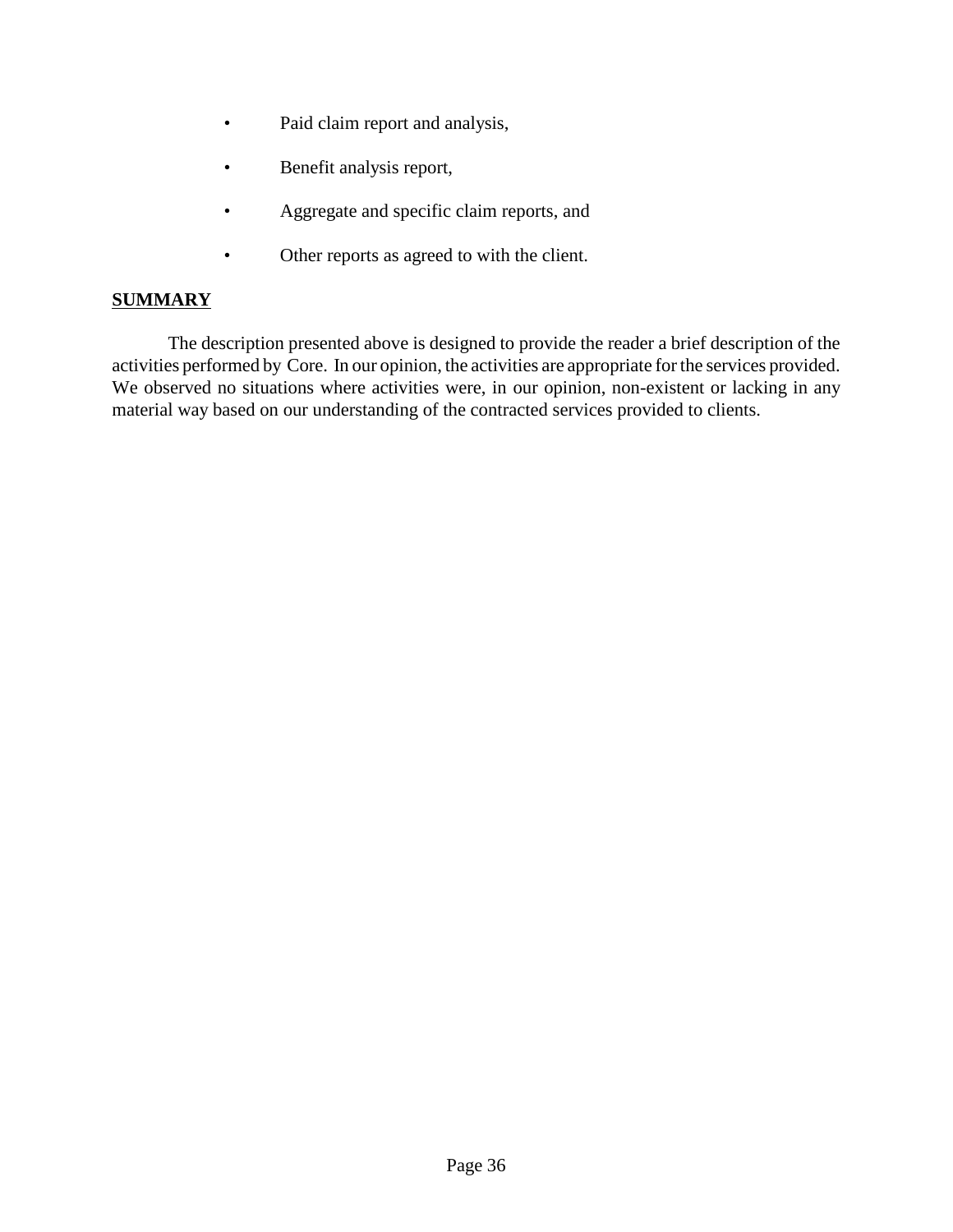- Paid claim report and analysis,
- Benefit analysis report,
- Aggregate and specific claim reports, and
- Other reports as agreed to with the client.

## SUMMARY

The description presented above is designed to provide the reader a brief description of the activities performed by Core. In our opinion, the activities are appropriate for the services provided. We observed no situations where activities were, in our opinion, non-existent or lacking in any material way based on our understanding of the contracted services provided to clients.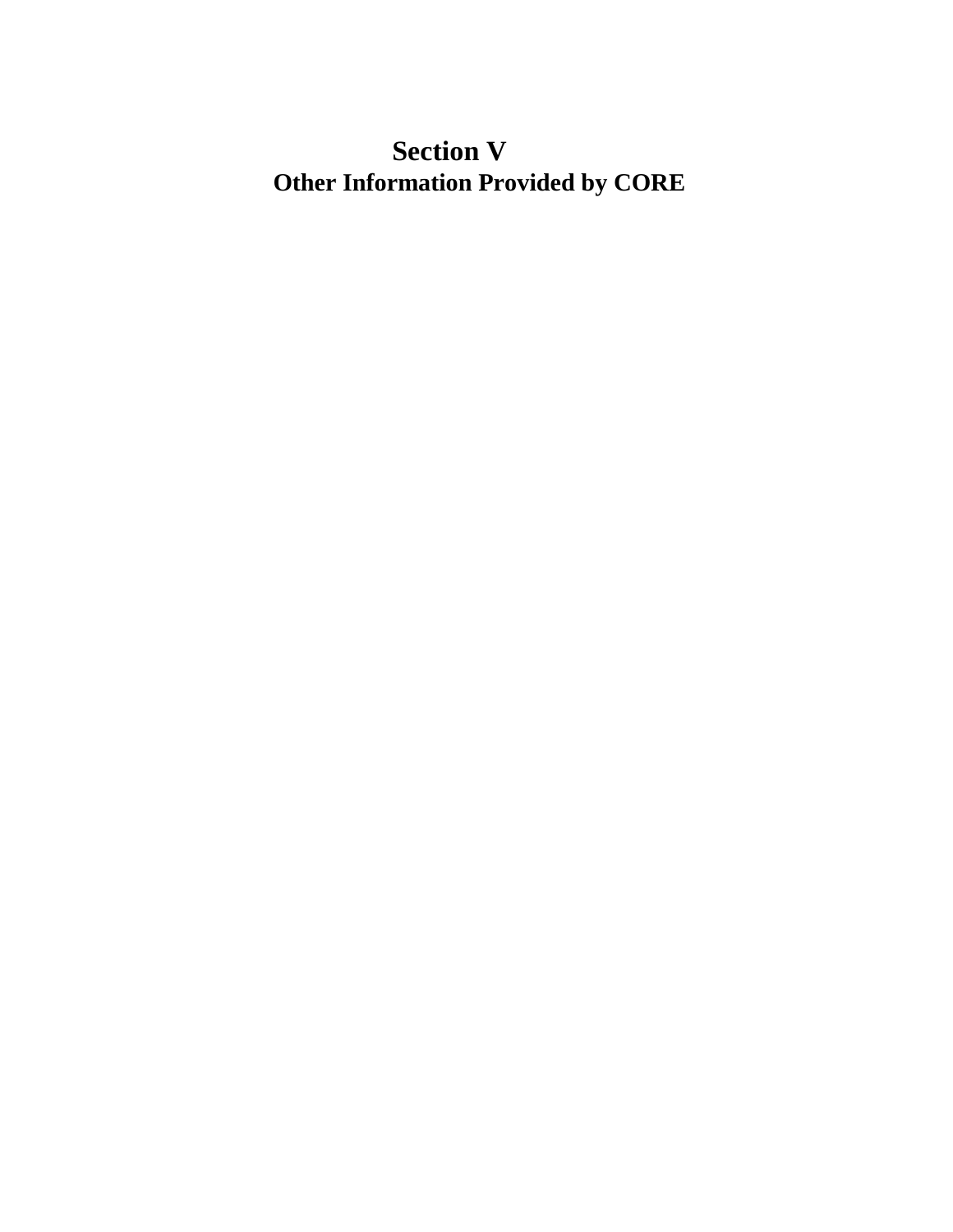# Section V

## Other Information Provided by CORE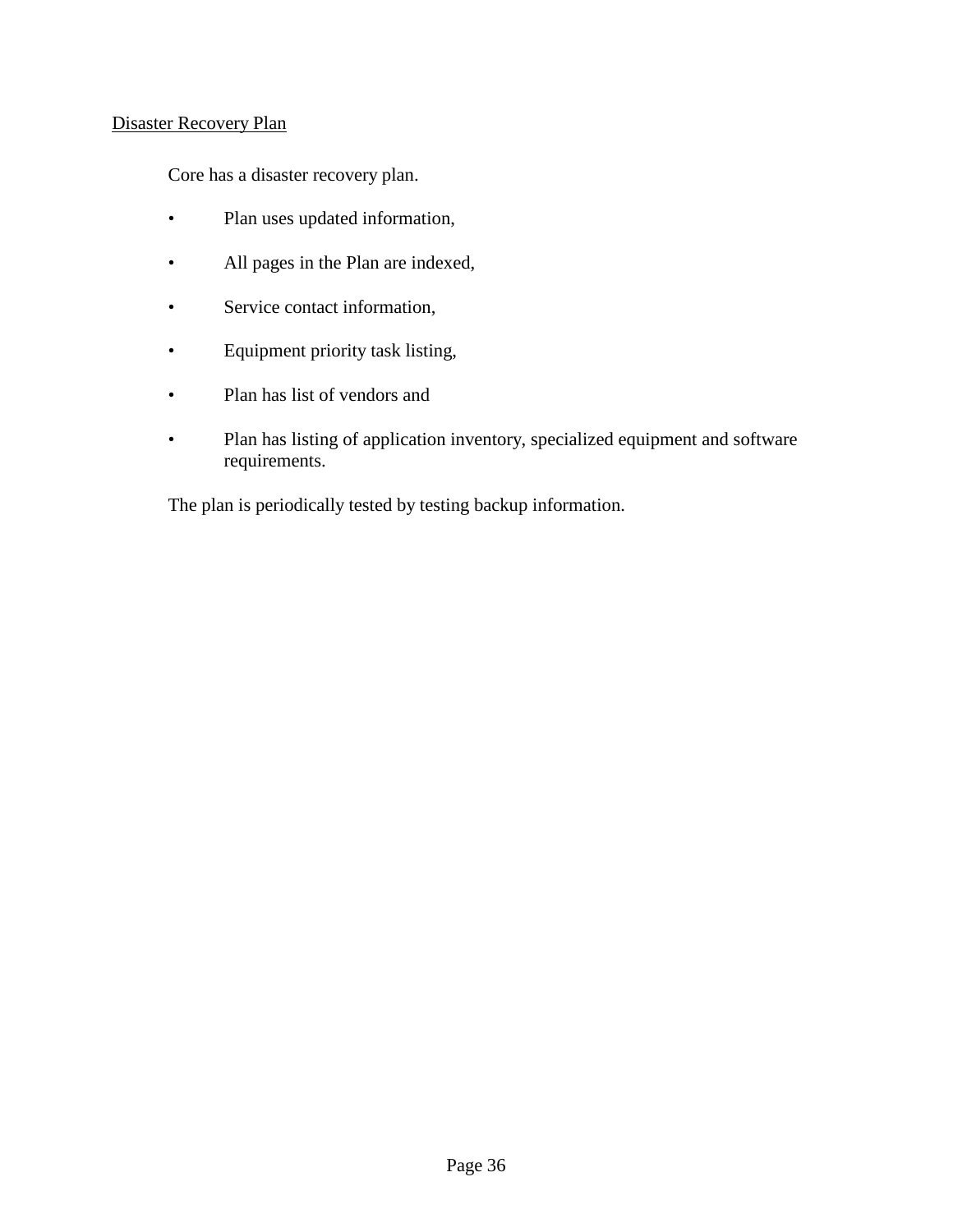<u>Disaster Recovery Plan</u>

Core has a disaster recovery plan.

- Plan uses updated information,
- All pages in the Plan are indexed,
- Service contact information,
- Equipment priority task listing,
- Plan has list of vendors and
- Plan has listing of application inventory, specialized equipment and software requirements.

The plan is periodically tested by testing backup information.